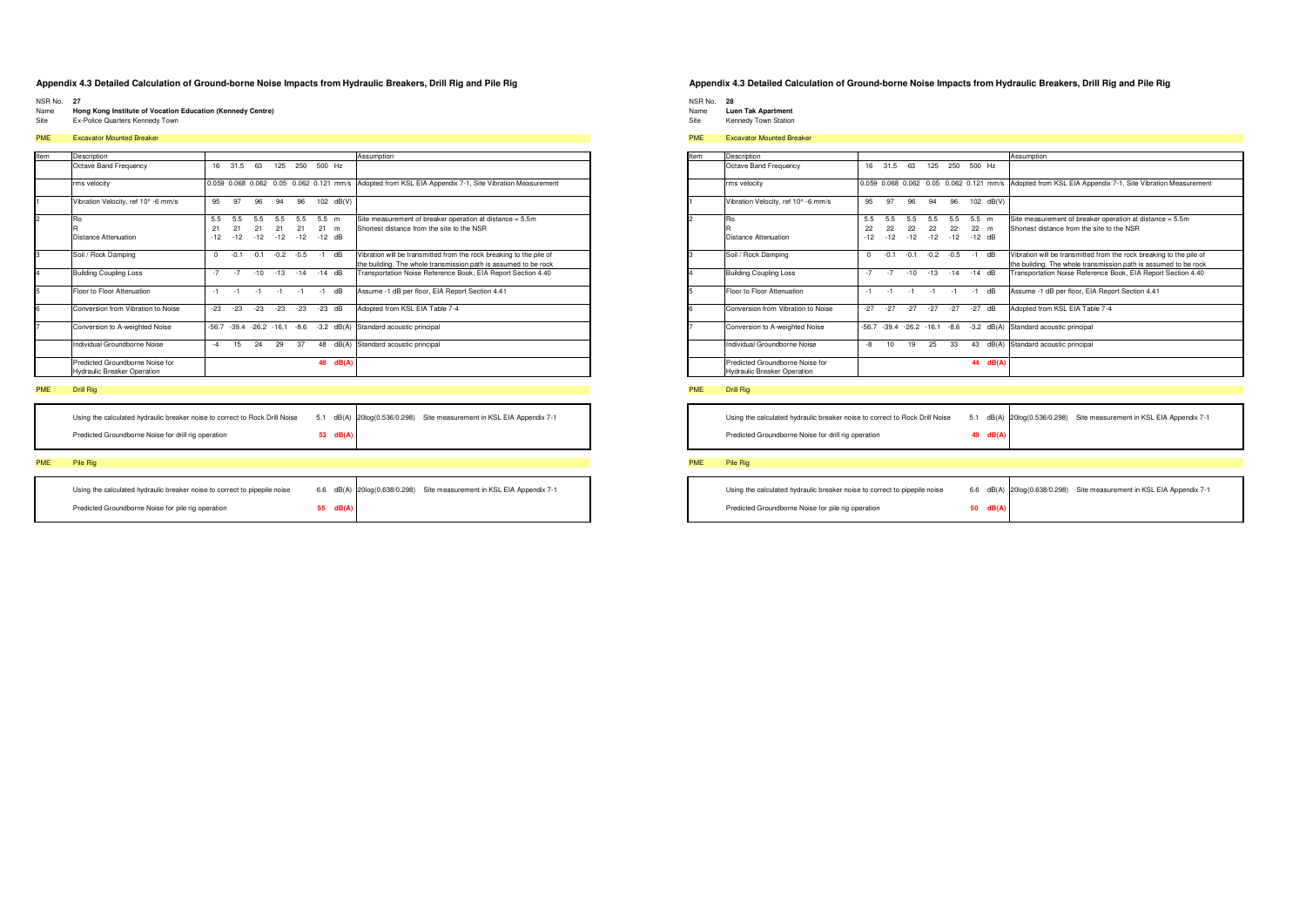## Appendix 4.3 Detailed Calculation of Ground-borne Noise Impacts from Hydraulic Breakers, Drill Rig and Pile Rig

NSR No. **27**
Name **Hong Kong Institute of Vocation Education (Kennedy Centre)**
Site Ex-Police Quarters Kennedy Town

PME Excavator Mounted Breaker

| Item | Description | | | | | | | | Assumption |
|---|---|---|---|---|---|---|---|---|---|
| | Octave Band Frequency | 16 | 31.5 | 63 | 125 | 250 | 500 | Hz | |
| | rms velocity | 0.059 | 0.068 | 0.062 | 0.05 | 0.062 | 0.121 | mm/s | Adopted from KSL EIA Appendix 7-1, Site Vibration Measurement |
| 1 | Vibration Velocity, ref 10^ -6 mm/s | 95 | 97 | 96 | 94 | 96 | 102 | dB(V) | |
| 2 | Ro | 5.5 | 5.5 | 5.5 | 5.5 | 5.5 | 5.5 | m | Site measurement of breaker operation at distance = 5.5m |
| | R | 21 | 21 | 21 | 21 | 21 | 21 | m | Shortest distance from the site to the NSR |
| | Distance Attenuation | -12 | -12 | -12 | -12 | -12 | -12 | dB | |
| 3 | Soil / Rock Damping | 0 | -0.1 | -0.1 | -0.2 | -0.5 | -1 | dB | Vibration will be transmitted from the rock breaking to the pile of the building. The whole transmission path is assumed to be rock |
| 4 | Building Coupling Loss | -7 | -7 | -10 | -13 | -14 | -14 | dB | Transportation Noise Reference Book, EIA Report Section 4.40 |
| 5 | Floor to Floor Attenuation | -1 | -1 | -1 | -1 | -1 | -1 | dB | Assume -1 dB per floor, EIA Report Section 4.41 |
| 6 | Conversion from Vibration to Noise | -23 | -23 | -23 | -23 | -23 | -23 | dB | Adopted from KSL EIA Table 7-4 |
| 7 | Conversion to A-weighted Noise | -56.7 | -39.4 | -26.2 | -16.1 | -8.6 | -3.2 | dB(A) | Standard acoustic principal |
| | Individual Groundborne Noise | -4 | 15 | 24 | 29 | 37 | 48 | dB(A) | Standard acoustic principal |
| | Predicted Groundborne Noise for Hydraulic Breaker Operation | | | | | | **48** | **dB(A)** | |

PME Drill Rig

| Description | Value | Unit | Assumption |
|---|---|---|---|
| Using the calculated hydraulic breaker noise to correct to Rock Drill Noise | 5.1 | dB(A) | 20log(0.536/0.298) Site measurement in KSL EIA Appendix 7-1 |
| Predicted Groundborne Noise for drill rig operation | **53** | **dB(A)** | |

PME Pile Rig

| Description | Value | Unit | Assumption |
|---|---|---|---|
| Using the calculated hydraulic breaker noise to correct to pipepile noise | 6.6 | dB(A) | 20log(0.638/0.298) Site measurement in KSL EIA Appendix 7-1 |
| Predicted Groundborne Noise for pile rig operation | **55** | **dB(A)** | |

## Appendix 4.3 Detailed Calculation of Ground-borne Noise Impacts from Hydraulic Breakers, Drill Rig and Pile Rig

NSR No. **28**
Name **Luen Tak Apartment**
Site Kennedy Town Station

PME Excavator Mounted Breaker

| Item | Description | | | | | | | | Assumption |
|---|---|---|---|---|---|---|---|---|---|
| | Octave Band Frequency | 16 | 31.5 | 63 | 125 | 250 | 500 | Hz | |
| | rms velocity | 0.059 | 0.068 | 0.062 | 0.05 | 0.062 | 0.121 | mm/s | Adopted from KSL EIA Appendix 7-1, Site Vibration Measurement |
| 1 | Vibration Velocity, ref 10^ -6 mm/s | 95 | 97 | 96 | 94 | 96 | 102 | dB(V) | |
| 2 | Ro | 5.5 | 5.5 | 5.5 | 5.5 | 5.5 | 5.5 | m | Site measurement of breaker operation at distance = 5.5m |
| | R | 22 | 22 | 22 | 22 | 22 | 22 | m | Shortest distance from the site to the NSR |
| | Distance Attenuation | -12 | -12 | -12 | -12 | -12 | -12 | dB | |
| 3 | Soil / Rock Damping | 0 | -0.1 | -0.1 | -0.2 | -0.5 | -1 | dB | Vibration will be transmitted from the rock breaking to the pile of the building. The whole transmission path is assumed to be rock |
| 4 | Building Coupling Loss | -7 | -7 | -10 | -13 | -14 | -14 | dB | Transportation Noise Reference Book, EIA Report Section 4.40 |
| 5 | Floor to Floor Attenuation | -1 | -1 | -1 | -1 | -1 | -1 | dB | Assume -1 dB per floor, EIA Report Section 4.41 |
| 6 | Conversion from Vibration to Noise | -27 | -27 | -27 | -27 | -27 | -27 | dB | Adopted from KSL EIA Table 7-4 |
| 7 | Conversion to A-weighted Noise | -56.7 | -39.4 | -26.2 | -16.1 | -8.6 | -3.2 | dB(A) | Standard acoustic principal |
| | Individual Groundborne Noise | -8 | 10 | 19 | 25 | 33 | 43 | dB(A) | Standard acoustic principal |
| | Predicted Groundborne Noise for Hydraulic Breaker Operation | | | | | | **44** | **dB(A)** | |

PME Drill Rig

| Description | Value | Unit | Assumption |
|---|---|---|---|
| Using the calculated hydraulic breaker noise to correct to Rock Drill Noise | 5.1 | dB(A) | 20log(0.536/0.298) Site measurement in KSL EIA Appendix 7-1 |
| Predicted Groundborne Noise for drill rig operation | **49** | **dB(A)** | |

PME Pile Rig

| Description | Value | Unit | Assumption |
|---|---|---|---|
| Using the calculated hydraulic breaker noise to correct to pipepile noise | 6.6 | dB(A) | 20log(0.638/0.298) Site measurement in KSL EIA Appendix 7-1 |
| Predicted Groundborne Noise for pile rig operation | **50** | **dB(A)** | |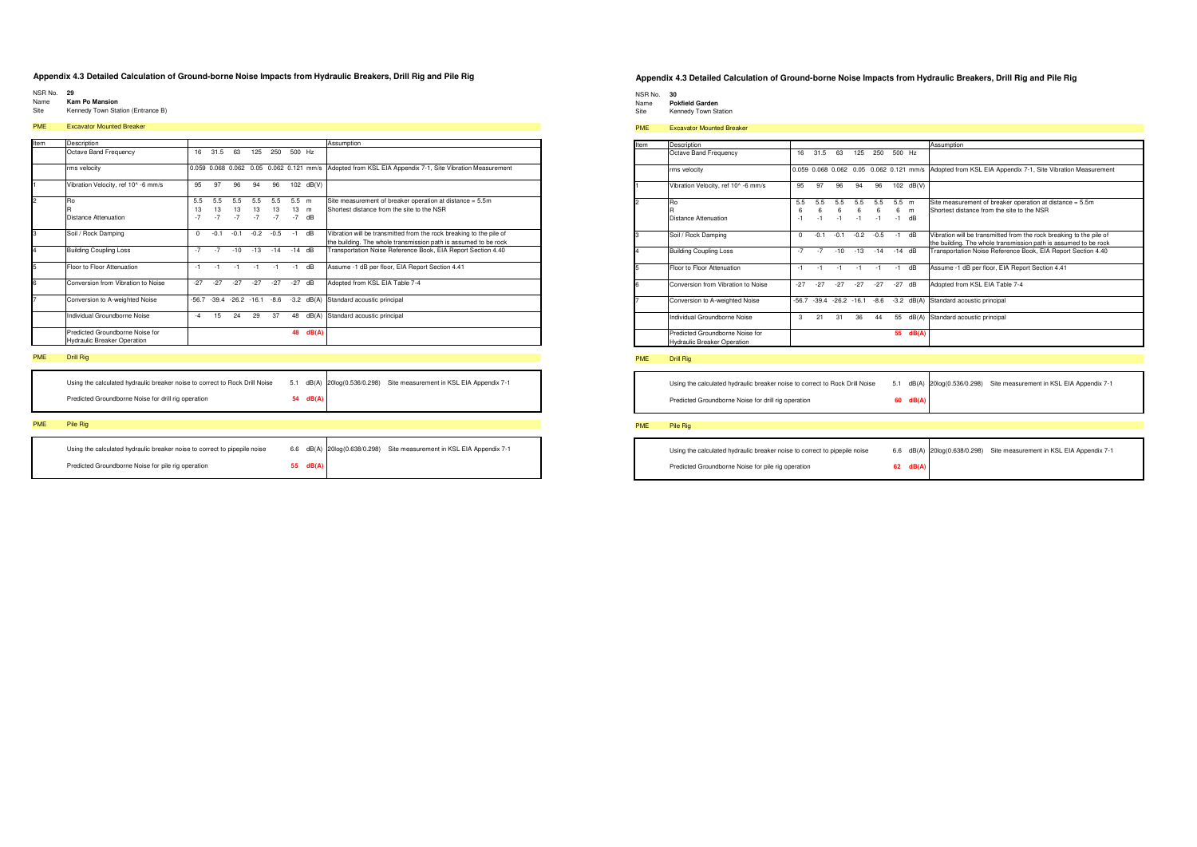## Appendix 4.3 Detailed Calculation of Ground-borne Noise Impacts from Hydraulic Breakers, Drill Rig and Pile Rig

NSR No. **29**
Name **Kam Po Mansion**
Site Kennedy Town Station (Entrance B)

**PME** Excavator Mounted Breaker

| Item | Description | | | | | | | | Assumption |
|---|---|---|---|---|---|---|---|---|---|
| | Octave Band Frequency | 16 | 31.5 | 63 | 125 | 250 | 500 | Hz | |
| | rms velocity | 0.059 | 0.068 | 0.062 | 0.05 | 0.062 | 0.121 | mm/s | Adopted from KSL EIA Appendix 7-1, Site Vibration Measurement |
| 1 | Vibration Velocity, ref 10^ -6 mm/s | 95 | 97 | 96 | 94 | 96 | 102 | dB(V) | |
| 2 | Ro | 5.5 | 5.5 | 5.5 | 5.5 | 5.5 | 5.5 | m | Site measurement of breaker operation at distance = 5.5m |
| | R | 13 | 13 | 13 | 13 | 13 | 13 | m | Shortest distance from the site to the NSR |
| | Distance Attenuation | -7 | -7 | -7 | -7 | -7 | -7 | dB | |
| 3 | Soil / Rock Damping | 0 | -0.1 | -0.1 | -0.2 | -0.5 | -1 | dB | Vibration will be transmitted from the rock breaking to the pile of the building. The whole transmission path is assumed to be rock |
| 4 | Building Coupling Loss | -7 | -7 | -10 | -13 | -14 | -14 | dB | Transportation Noise Reference Book, EIA Report Section 4.40 |
| 5 | Floor to Floor Attenuation | -1 | -1 | -1 | -1 | -1 | -1 | dB | Assume -1 dB per floor, EIA Report Section 4.41 |
| 6 | Conversion from Vibration to Noise | -27 | -27 | -27 | -27 | -27 | -27 | dB | Adopted from KSL EIA Table 7-4 |
| 7 | Conversion to A-weighted Noise | -56.7 | -39.4 | -26.2 | -16.1 | -8.6 | -3.2 | dB(A) | Standard acoustic principal |
| | Individual Groundborne Noise | -4 | 15 | 24 | 29 | 37 | 48 | dB(A) | Standard acoustic principal |
| | Predicted Groundborne Noise for Hydraulic Breaker Operation | | | | | | **48** | **dB(A)** | |

**PME** Drill Rig

| | | | |
|---|---|---|---|
| Using the calculated hydraulic breaker noise to correct to Rock Drill Noise | 5.1 | dB(A) | 20log(0.536/0.298) Site measurement in KSL EIA Appendix 7-1 |
| Predicted Groundborne Noise for drill rig operation | **54** | **dB(A)** | |

**PME** Pile Rig

| | | | |
|---|---|---|---|
| Using the calculated hydraulic breaker noise to correct to pipepile noise | 6.6 | dB(A) | 20log(0.638/0.298) Site measurement in KSL EIA Appendix 7-1 |
| Predicted Groundborne Noise for pile rig operation | **55** | **dB(A)** | |

## Appendix 4.3 Detailed Calculation of Ground-borne Noise Impacts from Hydraulic Breakers, Drill Rig and Pile Rig

NSR No. **30**
Name **Pokfield Garden**
Site Kennedy Town Station

**PME** Excavator Mounted Breaker

| Item | Description | | | | | | | | Assumption |
|---|---|---|---|---|---|---|---|---|---|
| | Octave Band Frequency | 16 | 31.5 | 63 | 125 | 250 | 500 | Hz | |
| | rms velocity | 0.059 | 0.068 | 0.062 | 0.05 | 0.062 | 0.121 | mm/s | Adopted from KSL EIA Appendix 7-1, Site Vibration Measurement |
| 1 | Vibration Velocity, ref 10^ -6 mm/s | 95 | 97 | 96 | 94 | 96 | 102 | dB(V) | |
| 2 | Ro | 5.5 | 5.5 | 5.5 | 5.5 | 5.5 | 5.5 | m | Site measurement of breaker operation at distance = 5.5m |
| | R | 6 | 6 | 6 | 6 | 6 | 6 | m | Shortest distance from the site to the NSR |
| | Distance Attenuation | -1 | -1 | -1 | -1 | -1 | -1 | dB | |
| 3 | Soil / Rock Damping | 0 | -0.1 | -0.1 | -0.2 | -0.5 | -1 | dB | Vibration will be transmitted from the rock breaking to the pile of the building. The whole transmission path is assumed to be rock |
| 4 | Building Coupling Loss | -7 | -7 | -10 | -13 | -14 | -14 | dB | Transportation Noise Reference Book, EIA Report Section 4.40 |
| 5 | Floor to Floor Attenuation | -1 | -1 | -1 | -1 | -1 | -1 | dB | Assume -1 dB per floor, EIA Report Section 4.41 |
| 6 | Conversion from Vibration to Noise | -27 | -27 | -27 | -27 | -27 | -27 | dB | Adopted from KSL EIA Table 7-4 |
| 7 | Conversion to A-weighted Noise | -56.7 | -39.4 | -26.2 | -16.1 | -8.6 | -3.2 | dB(A) | Standard acoustic principal |
| | Individual Groundborne Noise | 3 | 21 | 31 | 36 | 44 | 55 | dB(A) | Standard acoustic principal |
| | Predicted Groundborne Noise for Hydraulic Breaker Operation | | | | | | **55** | **dB(A)** | |

**PME** Drill Rig

| | | | |
|---|---|---|---|
| Using the calculated hydraulic breaker noise to correct to Rock Drill Noise | 5.1 | dB(A) | 20log(0.536/0.298) Site measurement in KSL EIA Appendix 7-1 |
| Predicted Groundborne Noise for drill rig operation | **60** | **dB(A)** | |

**PME** Pile Rig

| | | | |
|---|---|---|---|
| Using the calculated hydraulic breaker noise to correct to pipepile noise | 6.6 | dB(A) | 20log(0.638/0.298) Site measurement in KSL EIA Appendix 7-1 |
| Predicted Groundborne Noise for pile rig operation | **62** | **dB(A)** | |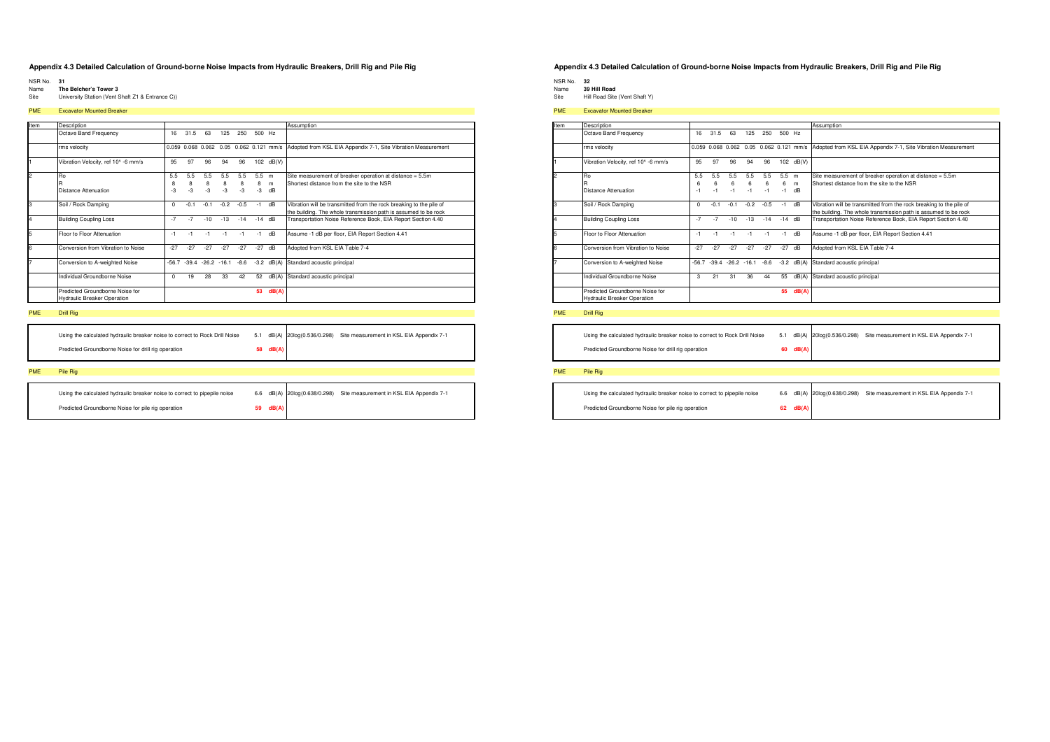## Appendix 4.3 Detailed Calculation of Ground-borne Noise Impacts from Hydraulic Breakers, Drill Rig and Pile Rig

NSR No. **31**
Name **The Belcher's Tower 3**
Site University Station (Vent Shaft Z1 & Entrance C))

**PME** Excavator Mounted Breaker

| Item | Description | 16 | 31.5 | 63 | 125 | 250 | 500 | Hz | Assumption |
|---|---|---|---|---|---|---|---|---|---|
| | Octave Band Frequency | 16 | 31.5 | 63 | 125 | 250 | 500 | Hz | |
| | rms velocity | 0.059 | 0.068 | 0.062 | 0.05 | 0.062 | 0.121 | mm/s | Adopted from KSL EIA Appendix 7-1, Site Vibration Measurement |
| 1 | Vibration Velocity, ref 10^ -6 mm/s | 95 | 97 | 96 | 94 | 96 | 102 | dB(V) | |
| 2 | Ro | 5.5 | 5.5 | 5.5 | 5.5 | 5.5 | 5.5 | m | Site measurement of breaker operation at distance = 5.5m |
| | R | 8 | 8 | 8 | 8 | 8 | 8 | m | Shortest distance from the site to the NSR |
| | Distance Attenuation | -3 | -3 | -3 | -3 | -3 | -3 | dB | |
| 3 | Soil / Rock Damping | 0 | -0.1 | -0.1 | -0.2 | -0.5 | -1 | dB | Vibration will be transmitted from the rock breaking to the pile of the building. The whole transmission path is assumed to be rock |
| 4 | Building Coupling Loss | -7 | -7 | -10 | -13 | -14 | -14 | dB | Transportation Noise Reference Book, EIA Report Section 4.40 |
| 5 | Floor to Floor Attenuation | -1 | -1 | -1 | -1 | -1 | -1 | dB | Assume -1 dB per floor, EIA Report Section 4.41 |
| 6 | Conversion from Vibration to Noise | -27 | -27 | -27 | -27 | -27 | -27 | dB | Adopted from KSL EIA Table 7-4 |
| 7 | Conversion to A-weighted Noise | -56.7 | -39.4 | -26.2 | -16.1 | -8.6 | -3.2 | dB(A) | Standard acoustic principal |
| | Individual Groundborne Noise | 0 | 19 | 28 | 33 | 42 | 52 | dB(A) | Standard acoustic principal |
| | Predicted Groundborne Noise for Hydraulic Breaker Operation | | | | | | **53** | **dB(A)** | |

**PME** Drill Rig

| Description | Value | Unit | Assumption |
|---|---|---|---|
| Using the calculated hydraulic breaker noise to correct to Rock Drill Noise | 5.1 | dB(A) | 20log(0.536/0.298) Site measurement in KSL EIA Appendix 7-1 |
| Predicted Groundborne Noise for drill rig operation | **58** | **dB(A)** | |

**PME** Pile Rig

| Description | Value | Unit | Assumption |
|---|---|---|---|
| Using the calculated hydraulic breaker noise to correct to pipepile noise | 6.6 | dB(A) | 20log(0.638/0.298) Site measurement in KSL EIA Appendix 7-1 |
| Predicted Groundborne Noise for pile rig operation | **59** | **dB(A)** | |

## Appendix 4.3 Detailed Calculation of Ground-borne Noise Impacts from Hydraulic Breakers, Drill Rig and Pile Rig

NSR No. **32**
Name **39 Hill Road**
Site Hill Road Site (Vent Shaft Y)

**PME** Excavator Mounted Breaker

| Item | Description | 16 | 31.5 | 63 | 125 | 250 | 500 | Hz | Assumption |
|---|---|---|---|---|---|---|---|---|---|
| | Octave Band Frequency | 16 | 31.5 | 63 | 125 | 250 | 500 | Hz | |
| | rms velocity | 0.059 | 0.068 | 0.062 | 0.05 | 0.062 | 0.121 | mm/s | Adopted from KSL EIA Appendix 7-1, Site Vibration Measurement |
| 1 | Vibration Velocity, ref 10^ -6 mm/s | 95 | 97 | 96 | 94 | 96 | 102 | dB(V) | |
| 2 | Ro | 5.5 | 5.5 | 5.5 | 5.5 | 5.5 | 5.5 | m | Site measurement of breaker operation at distance = 5.5m |
| | R | 6 | 6 | 6 | 6 | 6 | 6 | m | Shortest distance from the site to the NSR |
| | Distance Attenuation | -1 | -1 | -1 | -1 | -1 | -1 | dB | |
| 3 | Soil / Rock Damping | 0 | -0.1 | -0.1 | -0.2 | -0.5 | -1 | dB | Vibration will be transmitted from the rock breaking to the pile of the building. The whole transmission path is assumed to be rock |
| 4 | Building Coupling Loss | -7 | -7 | -10 | -13 | -14 | -14 | dB | Transportation Noise Reference Book, EIA Report Section 4.40 |
| 5 | Floor to Floor Attenuation | -1 | -1 | -1 | -1 | -1 | -1 | dB | Assume -1 dB per floor, EIA Report Section 4.41 |
| 6 | Conversion from Vibration to Noise | -27 | -27 | -27 | -27 | -27 | -27 | dB | Adopted from KSL EIA Table 7-4 |
| 7 | Conversion to A-weighted Noise | -56.7 | -39.4 | -26.2 | -16.1 | -8.6 | -3.2 | dB(A) | Standard acoustic principal |
| | Individual Groundborne Noise | 3 | 21 | 31 | 36 | 44 | 55 | dB(A) | Standard acoustic principal |
| | Predicted Groundborne Noise for Hydraulic Breaker Operation | | | | | | **55** | **dB(A)** | |

**PME** Drill Rig

| Description | Value | Unit | Assumption |
|---|---|---|---|
| Using the calculated hydraulic breaker noise to correct to Rock Drill Noise | 5.1 | dB(A) | 20log(0.536/0.298) Site measurement in KSL EIA Appendix 7-1 |
| Predicted Groundborne Noise for drill rig operation | **60** | **dB(A)** | |

**PME** Pile Rig

| Description | Value | Unit | Assumption |
|---|---|---|---|
| Using the calculated hydraulic breaker noise to correct to pipepile noise | 6.6 | dB(A) | 20log(0.638/0.298) Site measurement in KSL EIA Appendix 7-1 |
| Predicted Groundborne Noise for pile rig operation | **62** | **dB(A)** | |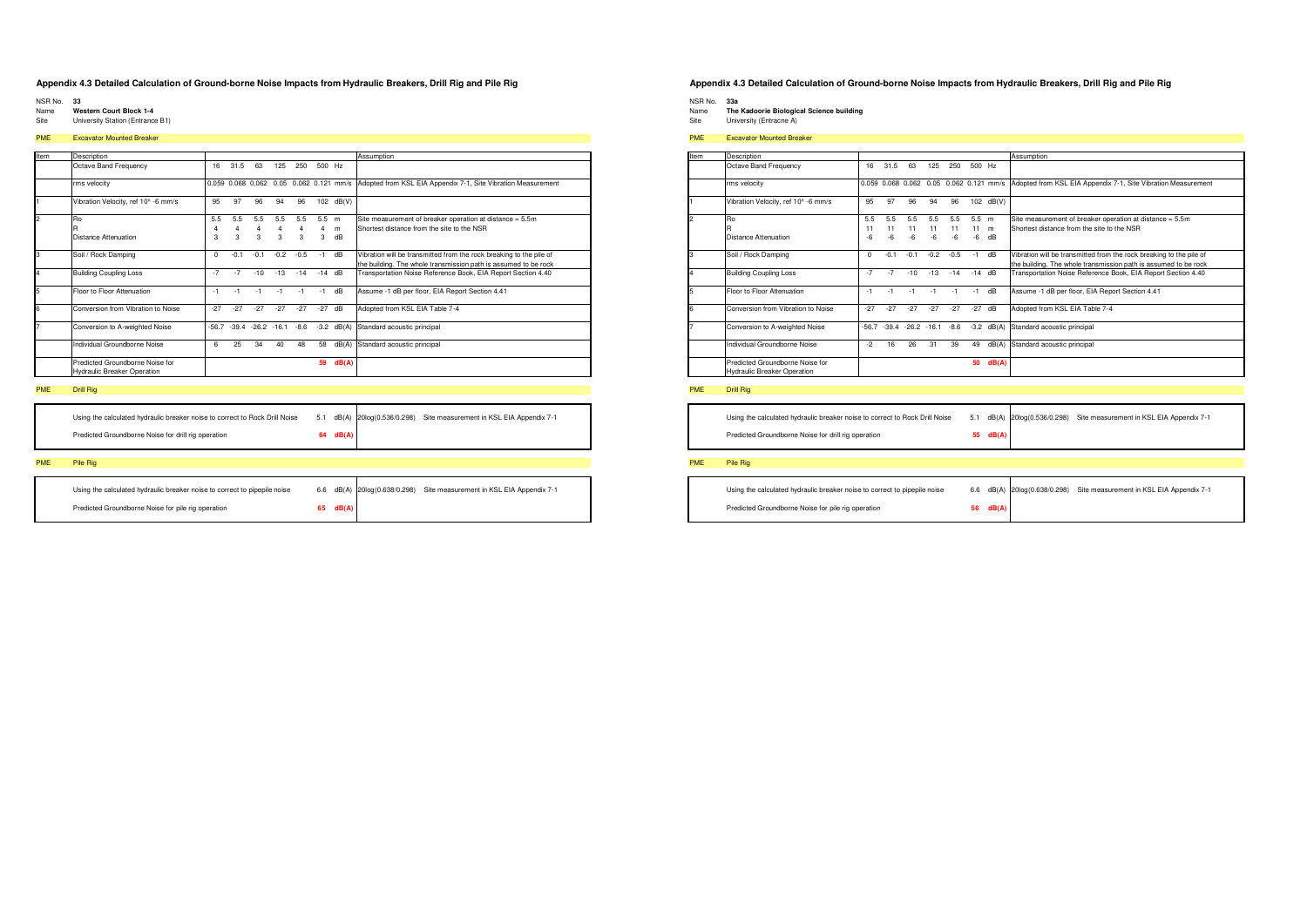## Appendix 4.3 Detailed Calculation of Ground-borne Noise Impacts from Hydraulic Breakers, Drill Rig and Pile Rig

NSR No. **33**
Name **Western Court Block 1-4**
Site University Station (Entrance B1)

PME Excavator Mounted Breaker

| Item | Description | 16 | 31.5 | 63 | 125 | 250 | 500 | Hz | Assumption |
|---|---|---|---|---|---|---|---|---|---|
| | Octave Band Frequency | 16 | 31.5 | 63 | 125 | 250 | 500 | Hz | |
| | rms velocity | 0.059 | 0.068 | 0.062 | 0.05 | 0.062 | 0.121 | mm/s | Adopted from KSL EIA Appendix 7-1, Site Vibration Measurement |
| 1 | Vibration Velocity, ref 10^ -6 mm/s | 95 | 97 | 96 | 94 | 96 | 102 | dB(V) | |
| 2 | Ro | 5.5 | 5.5 | 5.5 | 5.5 | 5.5 | 5.5 | m | Site measurement of breaker operation at distance = 5.5m |
| | R | 4 | 4 | 4 | 4 | 4 | 4 | m | Shortest distance from the site to the NSR |
| | Distance Attenuation | 3 | 3 | 3 | 3 | 3 | 3 | dB | |
| 3 | Soil / Rock Damping | 0 | -0.1 | -0.1 | -0.2 | -0.5 | -1 | dB | Vibration will be transmitted from the rock breaking to the pile of the building. The whole transmission path is assumed to be rock |
| 4 | Building Coupling Loss | -7 | -7 | -10 | -13 | -14 | -14 | dB | Transportation Noise Reference Book, EIA Report Section 4.40 |
| 5 | Floor to Floor Attenuation | -1 | -1 | -1 | -1 | -1 | -1 | dB | Assume -1 dB per floor, EIA Report Section 4.41 |
| 6 | Conversion from Vibration to Noise | -27 | -27 | -27 | -27 | -27 | -27 | dB | Adopted from KSL EIA Table 7-4 |
| 7 | Conversion to A-weighted Noise | -56.7 | -39.4 | -26.2 | -16.1 | -8.6 | -3.2 | dB(A) | Standard acoustic principal |
| | Individual Groundborne Noise | 6 | 25 | 34 | 40 | 48 | 58 | dB(A) | Standard acoustic principal |
| | Predicted Groundborne Noise for Hydraulic Breaker Operation | | | | | | **59** | **dB(A)** | |

PME Drill Rig

| Description | Value | Unit | Assumption |
|---|---|---|---|
| Using the calculated hydraulic breaker noise to correct to Rock Drill Noise | 5.1 | dB(A) | 20log(0.536/0.298) Site measurement in KSL EIA Appendix 7-1 |
| Predicted Groundborne Noise for drill rig operation | **64** | **dB(A)** | |

PME Pile Rig

| Description | Value | Unit | Assumption |
|---|---|---|---|
| Using the calculated hydraulic breaker noise to correct to pipepile noise | 6.6 | dB(A) | 20log(0.638/0.298) Site measurement in KSL EIA Appendix 7-1 |
| Predicted Groundborne Noise for pile rig operation | **65** | **dB(A)** | |

## Appendix 4.3 Detailed Calculation of Ground-borne Noise Impacts from Hydraulic Breakers, Drill Rig and Pile Rig

NSR No. **33a**
Name **The Kadoorie Biological Science building**
Site University (Entracne A)

PME Excavator Mounted Breaker

| Item | Description | 16 | 31.5 | 63 | 125 | 250 | 500 | Hz | Assumption |
|---|---|---|---|---|---|---|---|---|---|
| | Octave Band Frequency | 16 | 31.5 | 63 | 125 | 250 | 500 | Hz | |
| | rms velocity | 0.059 | 0.068 | 0.062 | 0.05 | 0.062 | 0.121 | mm/s | Adopted from KSL EIA Appendix 7-1, Site Vibration Measurement |
| 1 | Vibration Velocity, ref 10^ -6 mm/s | 95 | 97 | 96 | 94 | 96 | 102 | dB(V) | |
| 2 | Ro | 5.5 | 5.5 | 5.5 | 5.5 | 5.5 | 5.5 | m | Site measurement of breaker operation at distance = 5.5m |
| | R | 11 | 11 | 11 | 11 | 11 | 11 | m | Shortest distance from the site to the NSR |
| | Distance Attenuation | -6 | -6 | -6 | -6 | -6 | -6 | dB | |
| 3 | Soil / Rock Damping | 0 | -0.1 | -0.1 | -0.2 | -0.5 | -1 | dB | Vibration will be transmitted from the rock breaking to the pile of the building. The whole transmission path is assumed to be rock |
| 4 | Building Coupling Loss | -7 | -7 | -10 | -13 | -14 | -14 | dB | Transportation Noise Reference Book, EIA Report Section 4.40 |
| 5 | Floor to Floor Attenuation | -1 | -1 | -1 | -1 | -1 | -1 | dB | Assume -1 dB per floor, EIA Report Section 4.41 |
| 6 | Conversion from Vibration to Noise | -27 | -27 | -27 | -27 | -27 | -27 | dB | Adopted from KSL EIA Table 7-4 |
| 7 | Conversion to A-weighted Noise | -56.7 | -39.4 | -26.2 | -16.1 | -8.6 | -3.2 | dB(A) | Standard acoustic principal |
| | Individual Groundborne Noise | -2 | 16 | 26 | 31 | 39 | 49 | dB(A) | Standard acoustic principal |
| | Predicted Groundborne Noise for Hydraulic Breaker Operation | | | | | | **50** | **dB(A)** | |

PME Drill Rig

| Description | Value | Unit | Assumption |
|---|---|---|---|
| Using the calculated hydraulic breaker noise to correct to Rock Drill Noise | 5.1 | dB(A) | 20log(0.536/0.298) Site measurement in KSL EIA Appendix 7-1 |
| Predicted Groundborne Noise for drill rig operation | **55** | **dB(A)** | |

PME Pile Rig

| Description | Value | Unit | Assumption |
|---|---|---|---|
| Using the calculated hydraulic breaker noise to correct to pipepile noise | 6.6 | dB(A) | 20log(0.638/0.298) Site measurement in KSL EIA Appendix 7-1 |
| Predicted Groundborne Noise for pile rig operation | **56** | **dB(A)** | |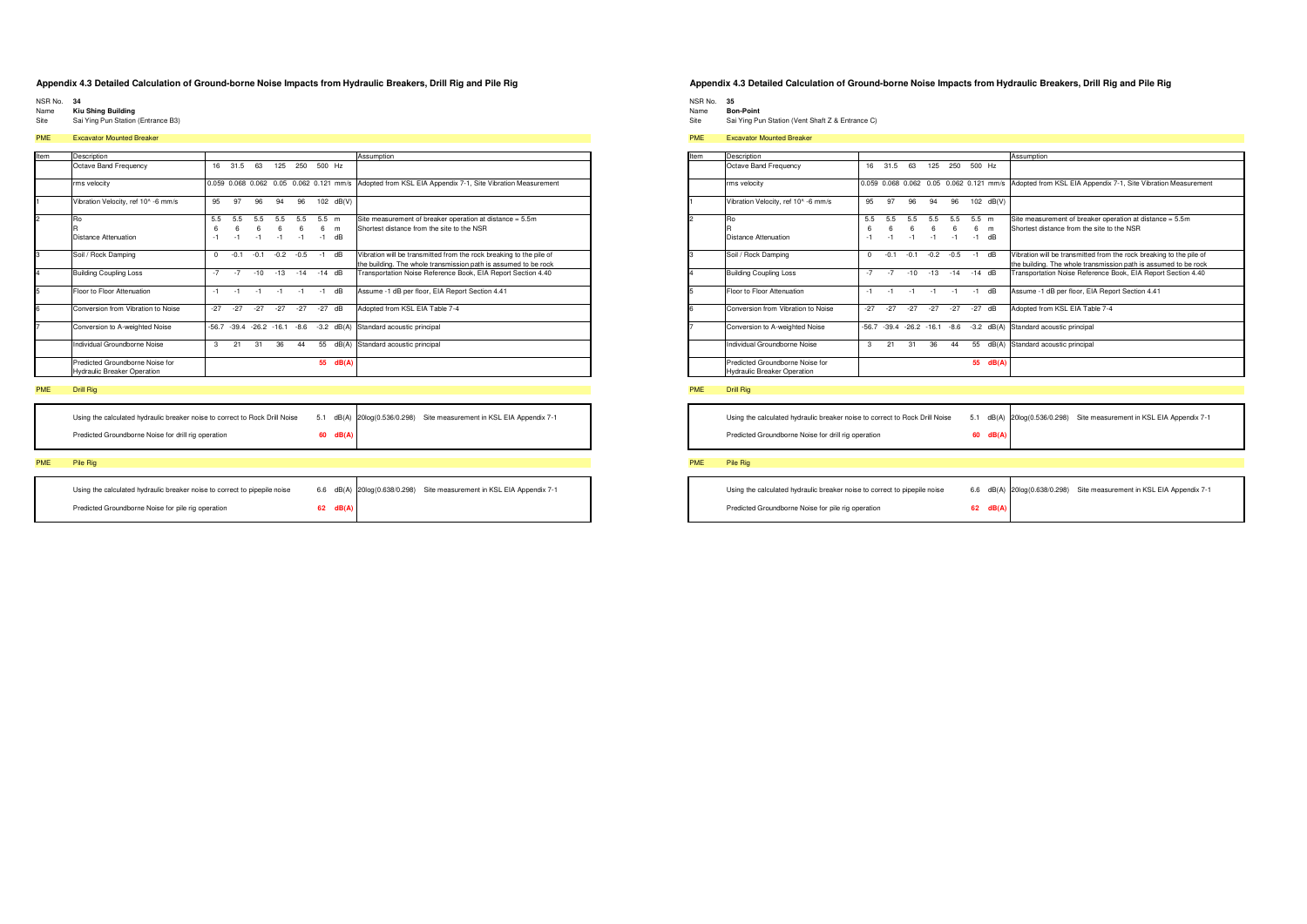## Appendix 4.3 Detailed Calculation of Ground-borne Noise Impacts from Hydraulic Breakers, Drill Rig and Pile Rig

NSR No. **34**
Name **Kiu Shing Building**
Site Sai Ying Pun Station (Entrance B3)

**PME** Excavator Mounted Breaker

| Item | Description | | | | | | | | Assumption |
|---|---|---|---|---|---|---|---|---|---|
| | Octave Band Frequency | 16 | 31.5 | 63 | 125 | 250 | 500 | Hz | |
| | rms velocity | 0.059 | 0.068 | 0.062 | 0.05 | 0.062 | 0.121 | mm/s | Adopted from KSL EIA Appendix 7-1, Site Vibration Measurement |
| 1 | Vibration Velocity, ref 10^ -6 mm/s | 95 | 97 | 96 | 94 | 96 | 102 | dB(V) | |
| 2 | Ro | 5.5 | 5.5 | 5.5 | 5.5 | 5.5 | 5.5 | m | Site measurement of breaker operation at distance = 5.5m |
| | R | 6 | 6 | 6 | 6 | 6 | 6 | m | Shortest distance from the site to the NSR |
| | Distance Attenuation | -1 | -1 | -1 | -1 | -1 | -1 | dB | |
| 3 | Soil / Rock Damping | 0 | -0.1 | -0.1 | -0.2 | -0.5 | -1 | dB | Vibration will be transmitted from the rock breaking to the pile of the building. The whole transmission path is assumed to be rock |
| 4 | Building Coupling Loss | -7 | -7 | -10 | -13 | -14 | -14 | dB | Transportation Noise Reference Book, EIA Report Section 4.40 |
| 5 | Floor to Floor Attenuation | -1 | -1 | -1 | -1 | -1 | -1 | dB | Assume -1 dB per floor, EIA Report Section 4.41 |
| 6 | Conversion from Vibration to Noise | -27 | -27 | -27 | -27 | -27 | -27 | dB | Adopted from KSL EIA Table 7-4 |
| 7 | Conversion to A-weighted Noise | -56.7 | -39.4 | -26.2 | -16.1 | -8.6 | -3.2 | dB(A) | Standard acoustic principal |
| | Individual Groundborne Noise | 3 | 21 | 31 | 36 | 44 | 55 | dB(A) | Standard acoustic principal |
| | Predicted Groundborne Noise for Hydraulic Breaker Operation | | | | | | **55** | **dB(A)** | |

**PME** Drill Rig

| | | | |
|---|---|---|---|
| Using the calculated hydraulic breaker noise to correct to Rock Drill Noise | 5.1 | dB(A) | 20log(0.536/0.298) Site measurement in KSL EIA Appendix 7-1 |
| Predicted Groundborne Noise for drill rig operation | **60** | **dB(A)** | |

**PME** Pile Rig

| | | | |
|---|---|---|---|
| Using the calculated hydraulic breaker noise to correct to pipepile noise | 6.6 | dB(A) | 20log(0.638/0.298) Site measurement in KSL EIA Appendix 7-1 |
| Predicted Groundborne Noise for pile rig operation | **62** | **dB(A)** | |

## Appendix 4.3 Detailed Calculation of Ground-borne Noise Impacts from Hydraulic Breakers, Drill Rig and Pile Rig

NSR No. **35**
Name **Bon-Point**
Site Sai Ying Pun Station (Vent Shaft Z & Entrance C)

**PME** Excavator Mounted Breaker

| Item | Description | | | | | | | | Assumption |
|---|---|---|---|---|---|---|---|---|---|
| | Octave Band Frequency | 16 | 31.5 | 63 | 125 | 250 | 500 | Hz | |
| | rms velocity | 0.059 | 0.068 | 0.062 | 0.05 | 0.062 | 0.121 | mm/s | Adopted from KSL EIA Appendix 7-1, Site Vibration Measurement |
| 1 | Vibration Velocity, ref 10^ -6 mm/s | 95 | 97 | 96 | 94 | 96 | 102 | dB(V) | |
| 2 | Ro | 5.5 | 5.5 | 5.5 | 5.5 | 5.5 | 5.5 | m | Site measurement of breaker operation at distance = 5.5m |
| | R | 6 | 6 | 6 | 6 | 6 | 6 | m | Shortest distance from the site to the NSR |
| | Distance Attenuation | -1 | -1 | -1 | -1 | -1 | -1 | dB | |
| 3 | Soil / Rock Damping | 0 | -0.1 | -0.1 | -0.2 | -0.5 | -1 | dB | Vibration will be transmitted from the rock breaking to the pile of the building. The whole transmission path is assumed to be rock |
| 4 | Building Coupling Loss | -7 | -7 | -10 | -13 | -14 | -14 | dB | Transportation Noise Reference Book, EIA Report Section 4.40 |
| 5 | Floor to Floor Attenuation | -1 | -1 | -1 | -1 | -1 | -1 | dB | Assume -1 dB per floor, EIA Report Section 4.41 |
| 6 | Conversion from Vibration to Noise | -27 | -27 | -27 | -27 | -27 | -27 | dB | Adopted from KSL EIA Table 7-4 |
| 7 | Conversion to A-weighted Noise | -56.7 | -39.4 | -26.2 | -16.1 | -8.6 | -3.2 | dB(A) | Standard acoustic principal |
| | Individual Groundborne Noise | 3 | 21 | 31 | 36 | 44 | 55 | dB(A) | Standard acoustic principal |
| | Predicted Groundborne Noise for Hydraulic Breaker Operation | | | | | | **55** | **dB(A)** | |

**PME** Drill Rig

| | | | |
|---|---|---|---|
| Using the calculated hydraulic breaker noise to correct to Rock Drill Noise | 5.1 | dB(A) | 20log(0.536/0.298) Site measurement in KSL EIA Appendix 7-1 |
| Predicted Groundborne Noise for drill rig operation | **60** | **dB(A)** | |

**PME** Pile Rig

| | | | |
|---|---|---|---|
| Using the calculated hydraulic breaker noise to correct to pipepile noise | 6.6 | dB(A) | 20log(0.638/0.298) Site measurement in KSL EIA Appendix 7-1 |
| Predicted Groundborne Noise for pile rig operation | **62** | **dB(A)** | |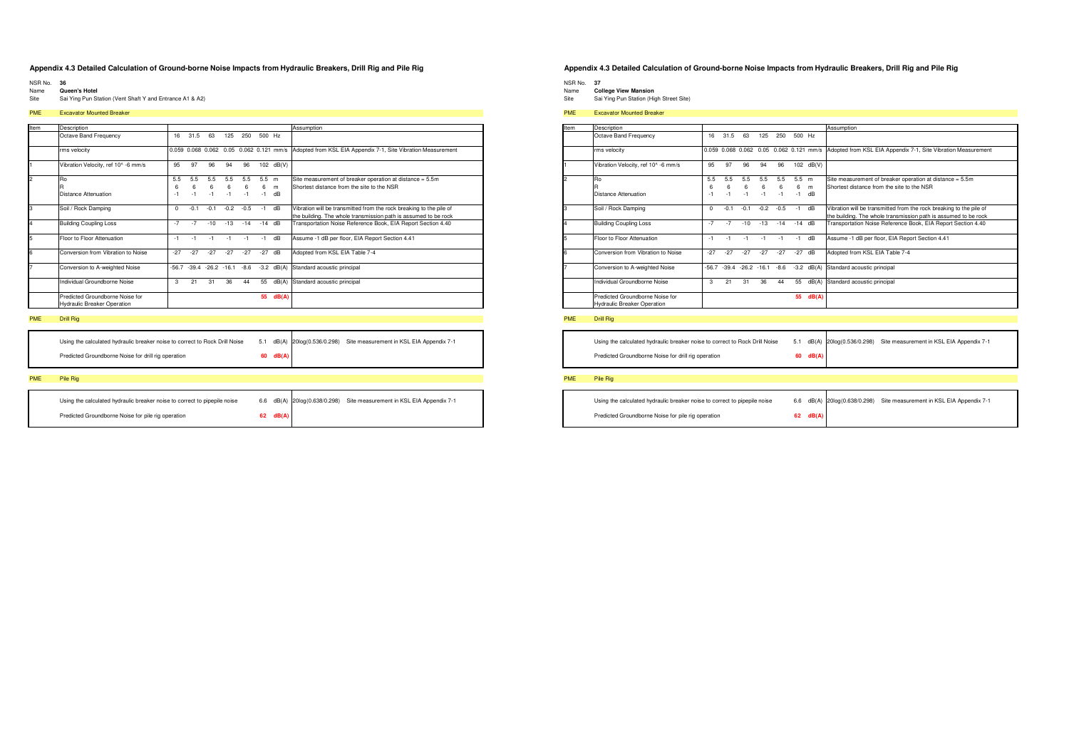## Appendix 4.3 Detailed Calculation of Ground-borne Noise Impacts from Hydraulic Breakers, Drill Rig and Pile Rig

NSR No. **36**
Name **Queen's Hotel**
Site Sai Ying Pun Station (Vent Shaft Y and Entrance A1 & A2)

**PME** Excavator Mounted Breaker

| Item | Description | 16 | 31.5 | 63 | 125 | 250 | 500 | | Assumption |
|---|---|---|---|---|---|---|---|---|---|
| | Octave Band Frequency | 16 | 31.5 | 63 | 125 | 250 | 500 | Hz | |
| | rms velocity | 0.059 | 0.068 | 0.062 | 0.05 | 0.062 | 0.121 | mm/s | Adopted from KSL EIA Appendix 7-1, Site Vibration Measurement |
| 1 | Vibration Velocity, ref 10^ -6 mm/s | 95 | 97 | 96 | 94 | 96 | 102 | dB(V) | |
| 2 | Ro | 5.5 | 5.5 | 5.5 | 5.5 | 5.5 | 5.5 | m | Site measurement of breaker operation at distance = 5.5m |
| | R | 6 | 6 | 6 | 6 | 6 | 6 | m | Shortest distance from the site to the NSR |
| | Distance Attenuation | -1 | -1 | -1 | -1 | -1 | -1 | dB | |
| 3 | Soil / Rock Damping | 0 | -0.1 | -0.1 | -0.2 | -0.5 | -1 | dB | Vibration will be transmitted from the rock breaking to the pile of the building. The whole transmission path is assumed to be rock |
| 4 | Building Coupling Loss | -7 | -7 | -10 | -13 | -14 | -14 | dB | Transportation Noise Reference Book, EIA Report Section 4.40 |
| 5 | Floor to Floor Attenuation | -1 | -1 | -1 | -1 | -1 | -1 | dB | Assume -1 dB per floor, EIA Report Section 4.41 |
| 6 | Conversion from Vibration to Noise | -27 | -27 | -27 | -27 | -27 | -27 | dB | Adopted from KSL EIA Table 7-4 |
| 7 | Conversion to A-weighted Noise | -56.7 | -39.4 | -26.2 | -16.1 | -8.6 | -3.2 | dB(A) | Standard acoustic principal |
| | Individual Groundborne Noise | 3 | 21 | 31 | 36 | 44 | 55 | dB(A) | Standard acoustic principal |
| | Predicted Groundborne Noise for Hydraulic Breaker Operation | | | | | | **55** | **dB(A)** | |

**PME** Drill Rig

| Description | Value | Unit | Assumption |
|---|---|---|---|
| Using the calculated hydraulic breaker noise to correct to Rock Drill Noise | 5.1 | dB(A) | 20log(0.536/0.298) Site measurement in KSL EIA Appendix 7-1 |
| Predicted Groundborne Noise for drill rig operation | **60** | **dB(A)** | |

**PME** Pile Rig

| Description | Value | Unit | Assumption |
|---|---|---|---|
| Using the calculated hydraulic breaker noise to correct to pipepile noise | 6.6 | dB(A) | 20log(0.638/0.298) Site measurement in KSL EIA Appendix 7-1 |
| Predicted Groundborne Noise for pile rig operation | **62** | **dB(A)** | |

## Appendix 4.3 Detailed Calculation of Ground-borne Noise Impacts from Hydraulic Breakers, Drill Rig and Pile Rig

NSR No. **37**
Name **College View Mansion**
Site Sai Ying Pun Station (High Street Site)

**PME** Excavator Mounted Breaker

| Item | Description | 16 | 31.5 | 63 | 125 | 250 | 500 | | Assumption |
|---|---|---|---|---|---|---|---|---|---|
| | Octave Band Frequency | 16 | 31.5 | 63 | 125 | 250 | 500 | Hz | |
| | rms velocity | 0.059 | 0.068 | 0.062 | 0.05 | 0.062 | 0.121 | mm/s | Adopted from KSL EIA Appendix 7-1, Site Vibration Measurement |
| 1 | Vibration Velocity, ref 10^ -6 mm/s | 95 | 97 | 96 | 94 | 96 | 102 | dB(V) | |
| 2 | Ro | 5.5 | 5.5 | 5.5 | 5.5 | 5.5 | 5.5 | m | Site measurement of breaker operation at distance = 5.5m |
| | R | 6 | 6 | 6 | 6 | 6 | 6 | m | Shortest distance from the site to the NSR |
| | Distance Attenuation | -1 | -1 | -1 | -1 | -1 | -1 | dB | |
| 3 | Soil / Rock Damping | 0 | -0.1 | -0.1 | -0.2 | -0.5 | -1 | dB | Vibration will be transmitted from the rock breaking to the pile of the building. The whole transmission path is assumed to be rock |
| 4 | Building Coupling Loss | -7 | -7 | -10 | -13 | -14 | -14 | dB | Transportation Noise Reference Book, EIA Report Section 4.40 |
| 5 | Floor to Floor Attenuation | -1 | -1 | -1 | -1 | -1 | -1 | dB | Assume -1 dB per floor, EIA Report Section 4.41 |
| 6 | Conversion from Vibration to Noise | -27 | -27 | -27 | -27 | -27 | -27 | dB | Adopted from KSL EIA Table 7-4 |
| 7 | Conversion to A-weighted Noise | -56.7 | -39.4 | -26.2 | -16.1 | -8.6 | -3.2 | dB(A) | Standard acoustic principal |
| | Individual Groundborne Noise | 3 | 21 | 31 | 36 | 44 | 55 | dB(A) | Standard acoustic principal |
| | Predicted Groundborne Noise for Hydraulic Breaker Operation | | | | | | **55** | **dB(A)** | |

**PME** Drill Rig

| Description | Value | Unit | Assumption |
|---|---|---|---|
| Using the calculated hydraulic breaker noise to correct to Rock Drill Noise | 5.1 | dB(A) | 20log(0.536/0.298) Site measurement in KSL EIA Appendix 7-1 |
| Predicted Groundborne Noise for drill rig operation | **60** | **dB(A)** | |

**PME** Pile Rig

| Description | Value | Unit | Assumption |
|---|---|---|---|
| Using the calculated hydraulic breaker noise to correct to pipepile noise | 6.6 | dB(A) | 20log(0.638/0.298) Site measurement in KSL EIA Appendix 7-1 |
| Predicted Groundborne Noise for pile rig operation | **62** | **dB(A)** | |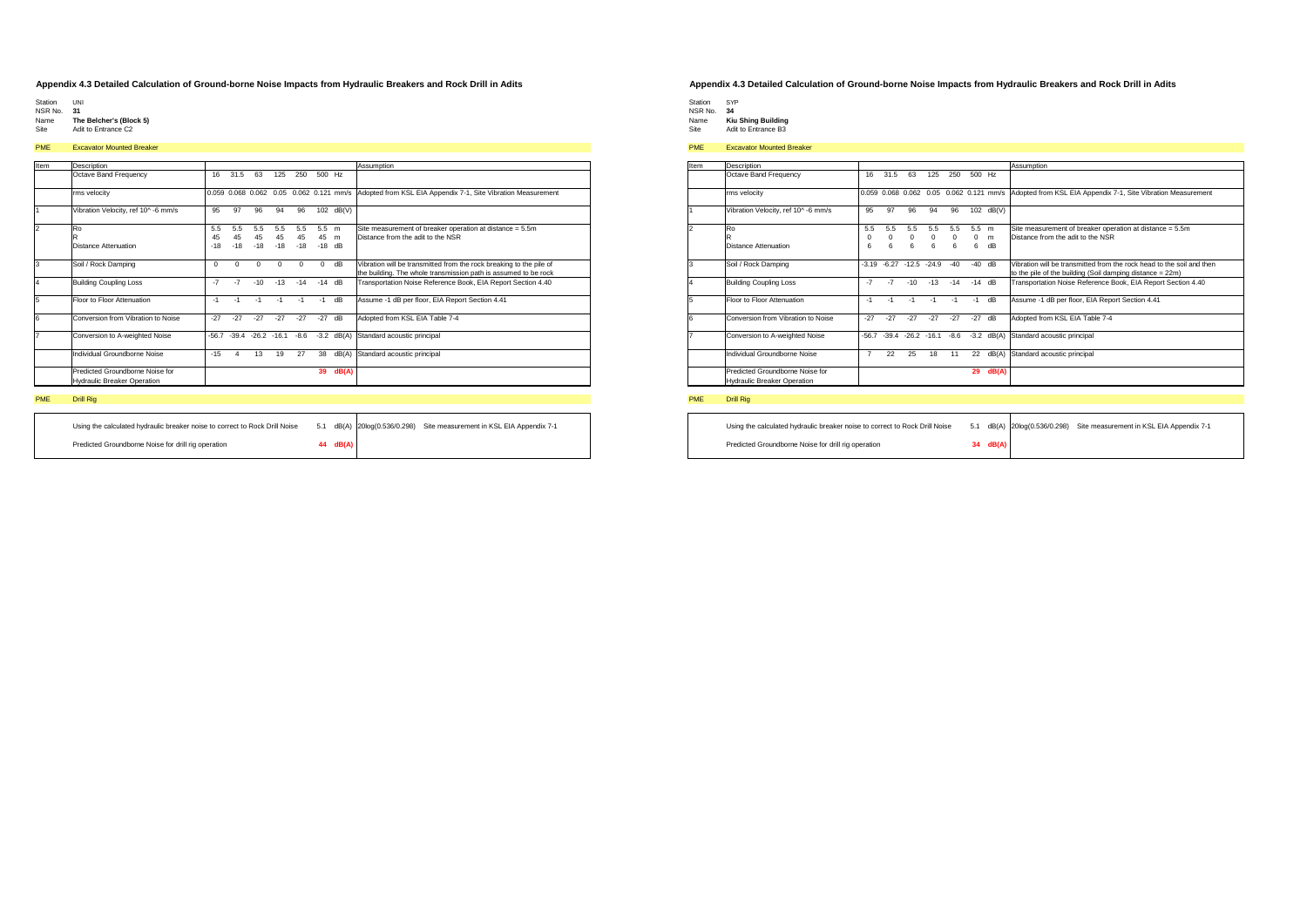## Appendix 4.3 Detailed Calculation of Ground-borne Noise Impacts from Hydraulic Breakers and Rock Drill in Adits

Station UNI
NSR No. **31**
Name **The Belcher's (Block 5)**
Site Adit to Entrance C2

PME Excavator Mounted Breaker

| Item | Description | | | | | | | | Assumption |
|---|---|---|---|---|---|---|---|---|---|
| | Octave Band Frequency | 16 | 31.5 | 63 | 125 | 250 | 500 | Hz | |
| | rms velocity | 0.059 | 0.068 | 0.062 | 0.05 | 0.062 | 0.121 | mm/s | Adopted from KSL EIA Appendix 7-1, Site Vibration Measurement |
| 1 | Vibration Velocity, ref 10^ -6 mm/s | 95 | 97 | 96 | 94 | 96 | 102 | dB(V) | |
| 2 | Ro | 5.5 | 5.5 | 5.5 | 5.5 | 5.5 | 5.5 | m | Site measurement of breaker operation at distance = 5.5m |
| | R | 45 | 45 | 45 | 45 | 45 | 45 | m | Distance from the adit to the NSR |
| | Distance Attenuation | -18 | -18 | -18 | -18 | -18 | -18 | dB | |
| 3 | Soil / Rock Damping | 0 | 0 | 0 | 0 | 0 | 0 | dB | Vibration will be transmitted from the rock breaking to the pile of the building. The whole transmission path is assumed to be rock |
| 4 | Building Coupling Loss | -7 | -7 | -10 | -13 | -14 | -14 | dB | Transportation Noise Reference Book, EIA Report Section 4.40 |
| 5 | Floor to Floor Attenuation | -1 | -1 | -1 | -1 | -1 | -1 | dB | Assume -1 dB per floor, EIA Report Section 4.41 |
| 6 | Conversion from Vibration to Noise | -27 | -27 | -27 | -27 | -27 | -27 | dB | Adopted from KSL EIA Table 7-4 |
| 7 | Conversion to A-weighted Noise | -56.7 | -39.4 | -26.2 | -16.1 | -8.6 | -3.2 | dB(A) | Standard acoustic principal |
| | Individual Groundborne Noise | -15 | 4 | 13 | 19 | 27 | 38 | dB(A) | Standard acoustic principal |
| | Predicted Groundborne Noise for Hydraulic Breaker Operation | | | | | | **39** | **dB(A)** | |

PME Drill Rig

| | | | |
|---|---|---|---|
| Using the calculated hydraulic breaker noise to correct to Rock Drill Noise | 5.1 | dB(A) | 20log(0.536/0.298) Site measurement in KSL EIA Appendix 7-1 |
| Predicted Groundborne Noise for drill rig operation | **44** | **dB(A)** | |

## Appendix 4.3 Detailed Calculation of Ground-borne Noise Impacts from Hydraulic Breakers and Rock Drill in Adits

Station SYP
NSR No. **34**
Name **Kiu Shing Building**
Site Adit to Entrance B3

PME Excavator Mounted Breaker

| Item | Description | | | | | | | | Assumption |
|---|---|---|---|---|---|---|---|---|---|
| | Octave Band Frequency | 16 | 31.5 | 63 | 125 | 250 | 500 | Hz | |
| | rms velocity | 0.059 | 0.068 | 0.062 | 0.05 | 0.062 | 0.121 | mm/s | Adopted from KSL EIA Appendix 7-1, Site Vibration Measurement |
| 1 | Vibration Velocity, ref 10^ -6 mm/s | 95 | 97 | 96 | 94 | 96 | 102 | dB(V) | |
| 2 | Ro | 5.5 | 5.5 | 5.5 | 5.5 | 5.5 | 5.5 | m | Site measurement of breaker operation at distance = 5.5m |
| | R | 0 | 0 | 0 | 0 | 0 | 0 | m | Distance from the adit to the NSR |
| | Distance Attenuation | 6 | 6 | 6 | 6 | 6 | 6 | dB | |
| 3 | Soil / Rock Damping | -3.19 | -6.27 | -12.5 | -24.9 | -40 | -40 | dB | Vibration will be transmitted from the rock head to the soil and then to the pile of the building (Soil damping distance = 22m) |
| 4 | Building Coupling Loss | -7 | -7 | -10 | -13 | -14 | -14 | dB | Transportation Noise Reference Book, EIA Report Section 4.40 |
| 5 | Floor to Floor Attenuation | -1 | -1 | -1 | -1 | -1 | -1 | dB | Assume -1 dB per floor, EIA Report Section 4.41 |
| 6 | Conversion from Vibration to Noise | -27 | -27 | -27 | -27 | -27 | -27 | dB | Adopted from KSL EIA Table 7-4 |
| 7 | Conversion to A-weighted Noise | -56.7 | -39.4 | -26.2 | -16.1 | -8.6 | -3.2 | dB(A) | Standard acoustic principal |
| | Individual Groundborne Noise | 7 | 22 | 25 | 18 | 11 | 22 | dB(A) | Standard acoustic principal |
| | Predicted Groundborne Noise for Hydraulic Breaker Operation | | | | | | **29** | **dB(A)** | |

PME Drill Rig

| | | | |
|---|---|---|---|
| Using the calculated hydraulic breaker noise to correct to Rock Drill Noise | 5.1 | dB(A) | 20log(0.536/0.298) Site measurement in KSL EIA Appendix 7-1 |
| Predicted Groundborne Noise for drill rig operation | **34** | **dB(A)** | |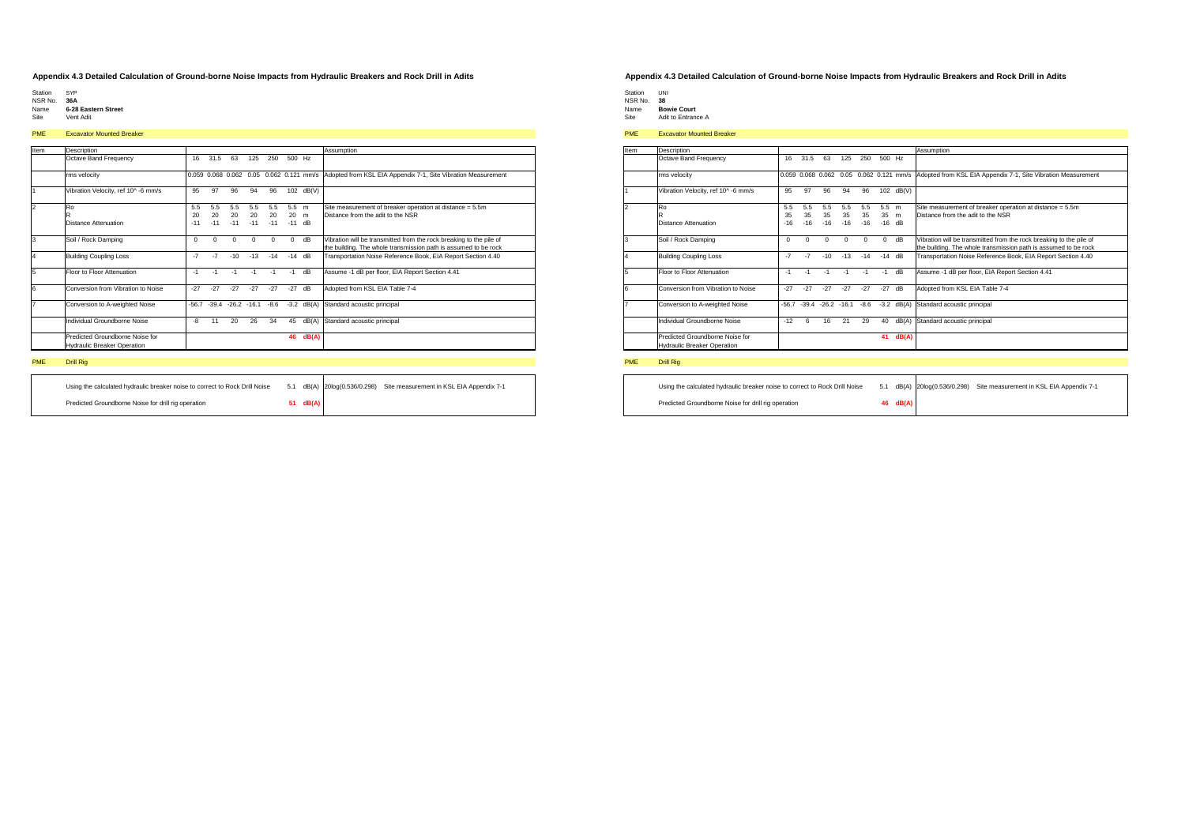## Appendix 4.3 Detailed Calculation of Ground-borne Noise Impacts from Hydraulic Breakers and Rock Drill in Adits

Station SYP
NSR No. **36A**
Name **6-28 Eastern Street**
Site Vent Adit

PME Excavator Mounted Breaker

| Item | Description | | | | | | | | Assumption |
|---|---|---|---|---|---|---|---|---|---|
| | Octave Band Frequency | 16 | 31.5 | 63 | 125 | 250 | 500 | Hz | |
| | rms velocity | 0.059 | 0.068 | 0.062 | 0.05 | 0.062 | 0.121 | mm/s | Adopted from KSL EIA Appendix 7-1, Site Vibration Measurement |
| 1 | Vibration Velocity, ref 10^ -6 mm/s | 95 | 97 | 96 | 94 | 96 | 102 | dB(V) | |
| 2 | Ro | 5.5 | 5.5 | 5.5 | 5.5 | 5.5 | 5.5 | m | Site measurement of breaker operation at distance = 5.5m |
| | R | 20 | 20 | 20 | 20 | 20 | 20 | m | Distance from the adit to the NSR |
| | Distance Attenuation | -11 | -11 | -11 | -11 | -11 | -11 | dB | |
| 3 | Soil / Rock Damping | 0 | 0 | 0 | 0 | 0 | 0 | dB | Vibration will be transmitted from the rock breaking to the pile of the building. The whole transmission path is assumed to be rock |
| 4 | Building Coupling Loss | -7 | -7 | -10 | -13 | -14 | -14 | dB | Transportation Noise Reference Book, EIA Report Section 4.40 |
| 5 | Floor to Floor Attenuation | -1 | -1 | -1 | -1 | -1 | -1 | dB | Assume -1 dB per floor, EIA Report Section 4.41 |
| 6 | Conversion from Vibration to Noise | -27 | -27 | -27 | -27 | -27 | -27 | dB | Adopted from KSL EIA Table 7-4 |
| 7 | Conversion to A-weighted Noise | -56.7 | -39.4 | -26.2 | -16.1 | -8.6 | -3.2 | dB(A) | Standard acoustic principal |
| | Individual Groundborne Noise | -8 | 11 | 20 | 26 | 34 | 45 | dB(A) | Standard acoustic principal |
| | Predicted Groundborne Noise for Hydraulic Breaker Operation | | | | | | **46** | **dB(A)** | |

PME Drill Rig

| | | | |
|---|---|---|---|
| Using the calculated hydraulic breaker noise to correct to Rock Drill Noise | 5.1 dB(A) | 20log(0.536/0.298) | Site measurement in KSL EIA Appendix 7-1 |
| Predicted Groundborne Noise for drill rig operation | **51 dB(A)** | | |

## Appendix 4.3 Detailed Calculation of Ground-borne Noise Impacts from Hydraulic Breakers and Rock Drill in Adits

Station UNI
NSR No. **38**
Name **Bowie Court**
Site Adit to Entrance A

PME Excavator Mounted Breaker

| Item | Description | | | | | | | | Assumption |
|---|---|---|---|---|---|---|---|---|---|
| | Octave Band Frequency | 16 | 31.5 | 63 | 125 | 250 | 500 | Hz | |
| | rms velocity | 0.059 | 0.068 | 0.062 | 0.05 | 0.062 | 0.121 | mm/s | Adopted from KSL EIA Appendix 7-1, Site Vibration Measurement |
| 1 | Vibration Velocity, ref 10^ -6 mm/s | 95 | 97 | 96 | 94 | 96 | 102 | dB(V) | |
| 2 | Ro | 5.5 | 5.5 | 5.5 | 5.5 | 5.5 | 5.5 | m | Site measurement of breaker operation at distance = 5.5m |
| | R | 35 | 35 | 35 | 35 | 35 | 35 | m | Distance from the adit to the NSR |
| | Distance Attenuation | -16 | -16 | -16 | -16 | -16 | -16 | dB | |
| 3 | Soil / Rock Damping | 0 | 0 | 0 | 0 | 0 | 0 | dB | Vibration will be transmitted from the rock breaking to the pile of the building. The whole transmission path is assumed to be rock |
| 4 | Building Coupling Loss | -7 | -7 | -10 | -13 | -14 | -14 | dB | Transportation Noise Reference Book, EIA Report Section 4.40 |
| 5 | Floor to Floor Attenuation | -1 | -1 | -1 | -1 | -1 | -1 | dB | Assume -1 dB per floor, EIA Report Section 4.41 |
| 6 | Conversion from Vibration to Noise | -27 | -27 | -27 | -27 | -27 | -27 | dB | Adopted from KSL EIA Table 7-4 |
| 7 | Conversion to A-weighted Noise | -56.7 | -39.4 | -26.2 | -16.1 | -8.6 | -3.2 | dB(A) | Standard acoustic principal |
| | Individual Groundborne Noise | -12 | 6 | 16 | 21 | 29 | 40 | dB(A) | Standard acoustic principal |
| | Predicted Groundborne Noise for Hydraulic Breaker Operation | | | | | | **41** | **dB(A)** | |

PME Drill Rig

| | | | |
|---|---|---|---|
| Using the calculated hydraulic breaker noise to correct to Rock Drill Noise | 5.1 dB(A) | 20log(0.536/0.298) | Site measurement in KSL EIA Appendix 7-1 |
| Predicted Groundborne Noise for drill rig operation | **46 dB(A)** | | |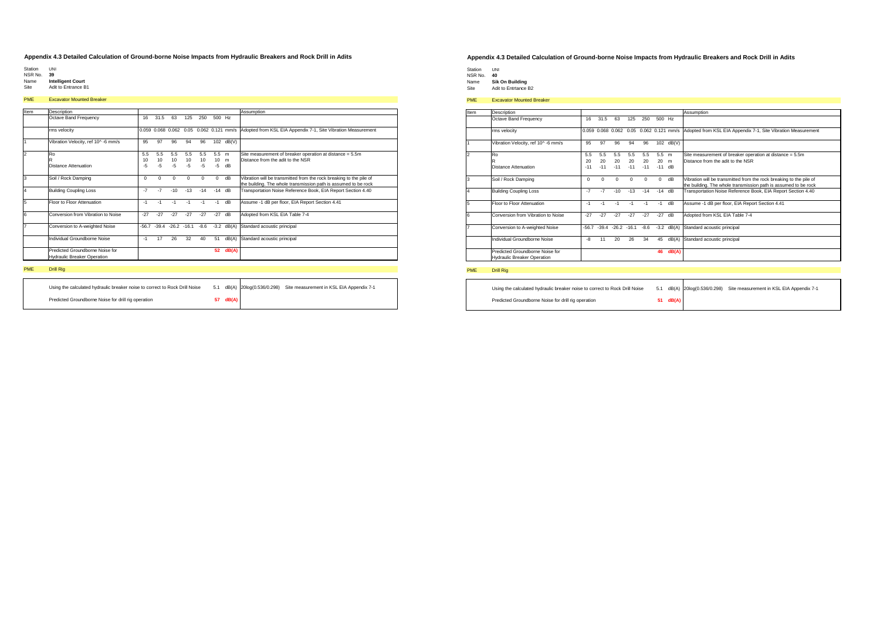## Appendix 4.3 Detailed Calculation of Ground-borne Noise Impacts from Hydraulic Breakers and Rock Drill in Adits

Station UNI
NSR No. **39**
Name **Intelligent Court**
Site Adit to Entrance B1

PME Excavator Mounted Breaker

| Item | Description | | | | | | | | Assumption |
|---|---|---|---|---|---|---|---|---|---|
| | Octave Band Frequency | 16 | 31.5 | 63 | 125 | 250 | 500 | Hz | |
| | rms velocity | 0.059 | 0.068 | 0.062 | 0.05 | 0.062 | 0.121 | mm/s | Adopted from KSL EIA Appendix 7-1, Site Vibration Measurement |
| 1 | Vibration Velocity, ref 10^ -6 mm/s | 95 | 97 | 96 | 94 | 96 | 102 | dB(V) | |
| 2 | Ro<br>R<br>Distance Attenuation | 5.5<br>10<br>-5 | 5.5<br>10<br>-5 | 5.5<br>10<br>-5 | 5.5<br>10<br>-5 | 5.5<br>10<br>-5 | 5.5<br>10<br>-5 | m<br>m<br>dB | Site measurement of breaker operation at distance = 5.5m<br>Distance from the adit to the NSR |
| 3 | Soil / Rock Damping | 0 | 0 | 0 | 0 | 0 | 0 | dB | Vibration will be transmitted from the rock breaking to the pile of the building. The whole transmission path is assumed to be rock |
| 4 | Building Coupling Loss | -7 | -7 | -10 | -13 | -14 | -14 | dB | Transportation Noise Reference Book, EIA Report Section 4.40 |
| 5 | Floor to Floor Attenuation | -1 | -1 | -1 | -1 | -1 | -1 | dB | Assume -1 dB per floor, EIA Report Section 4.41 |
| 6 | Conversion from Vibration to Noise | -27 | -27 | -27 | -27 | -27 | -27 | dB | Adopted from KSL EIA Table 7-4 |
| 7 | Conversion to A-weighted Noise | -56.7 | -39.4 | -26.2 | -16.1 | -8.6 | -3.2 | dB(A) | Standard acoustic principal |
| | Individual Groundborne Noise | -1 | 17 | 26 | 32 | 40 | 51 | dB(A) | Standard acoustic principal |
| | Predicted Groundborne Noise for Hydraulic Breaker Operation | | | | | | **52** | **dB(A)** | |

PME Drill Rig

| | | | |
|---|---|---|---|
| Using the calculated hydraulic breaker noise to correct to Rock Drill Noise | 5.1 | dB(A) | 20log(0.536/0.298) Site measurement in KSL EIA Appendix 7-1 |
| Predicted Groundborne Noise for drill rig operation | **57** | **dB(A)** | |

## Appendix 4.3 Detailed Calculation of Ground-borne Noise Impacts from Hydraulic Breakers and Rock Drill in Adits

Station UNI
NSR No. **40**
Name **Sik On Building**
Site Adit to Entrtance B2

PME Excavator Mounted Breaker

| Item | Description | | | | | | | | Assumption |
|---|---|---|---|---|---|---|---|---|---|
| | Octave Band Frequency | 16 | 31.5 | 63 | 125 | 250 | 500 | Hz | |
| | rms velocity | 0.059 | 0.068 | 0.062 | 0.05 | 0.062 | 0.121 | mm/s | Adopted from KSL EIA Appendix 7-1, Site Vibration Measurement |
| 1 | Vibration Velocity, ref 10^ -6 mm/s | 95 | 97 | 96 | 94 | 96 | 102 | dB(V) | |
| 2 | Ro<br>R<br>Distance Attenuation | 5.5<br>20<br>-11 | 5.5<br>20<br>-11 | 5.5<br>20<br>-11 | 5.5<br>20<br>-11 | 5.5<br>20<br>-11 | 5.5<br>20<br>-11 | m<br>m<br>dB | Site measurement of breaker operation at distance = 5.5m<br>Distance from the adit to the NSR |
| 3 | Soil / Rock Damping | 0 | 0 | 0 | 0 | 0 | 0 | dB | Vibration will be transmitted from the rock breaking to the pile of the building. The whole transmission path is assumed to be rock |
| 4 | Building Coupling Loss | -7 | -7 | -10 | -13 | -14 | -14 | dB | Transportation Noise Reference Book, EIA Report Section 4.40 |
| 5 | Floor to Floor Attenuation | -1 | -1 | -1 | -1 | -1 | -1 | dB | Assume -1 dB per floor, EIA Report Section 4.41 |
| 6 | Conversion from Vibration to Noise | -27 | -27 | -27 | -27 | -27 | -27 | dB | Adopted from KSL EIA Table 7-4 |
| 7 | Conversion to A-weighted Noise | -56.7 | -39.4 | -26.2 | -16.1 | -8.6 | -3.2 | dB(A) | Standard acoustic principal |
| | Individual Groundborne Noise | -8 | 11 | 20 | 26 | 34 | 45 | dB(A) | Standard acoustic principal |
| | Predicted Groundborne Noise for Hydraulic Breaker Operation | | | | | | **46** | **dB(A)** | |

PME Drill Rig

| | | | |
|---|---|---|---|
| Using the calculated hydraulic breaker noise to correct to Rock Drill Noise | 5.1 | dB(A) | 20log(0.536/0.298) Site measurement in KSL EIA Appendix 7-1 |
| Predicted Groundborne Noise for drill rig operation | **51** | **dB(A)** | |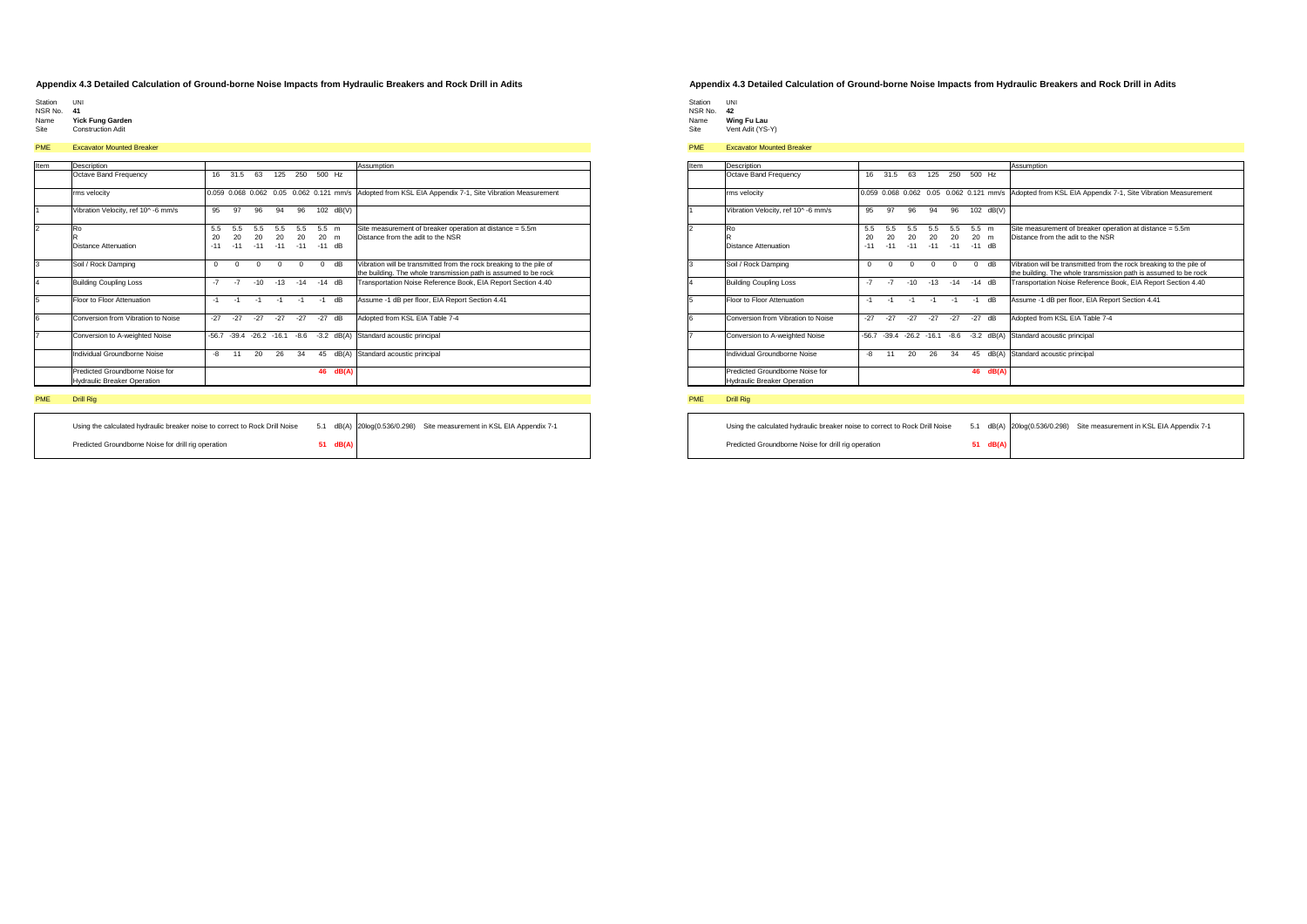## Appendix 4.3 Detailed Calculation of Ground-borne Noise Impacts from Hydraulic Breakers and Rock Drill in Adits

Station UNI
NSR No. **41**
Name **Yick Fung Garden**
Site Construction Adit

**PME** Excavator Mounted Breaker

| Item | Description | | | | | | | | Assumption |
|---|---|---|---|---|---|---|---|---|---|
| | Octave Band Frequency | 16 | 31.5 | 63 | 125 | 250 | 500 | Hz | |
| | rms velocity | 0.059 | 0.068 | 0.062 | 0.05 | 0.062 | 0.121 | mm/s | Adopted from KSL EIA Appendix 7-1, Site Vibration Measurement |
| 1 | Vibration Velocity, ref 10^ -6 mm/s | 95 | 97 | 96 | 94 | 96 | 102 | dB(V) | |
| 2 | Ro | 5.5 | 5.5 | 5.5 | 5.5 | 5.5 | 5.5 | m | Site measurement of breaker operation at distance = 5.5m |
| | R | 20 | 20 | 20 | 20 | 20 | 20 | m | Distance from the adit to the NSR |
| | Distance Attenuation | -11 | -11 | -11 | -11 | -11 | -11 | dB | |
| 3 | Soil / Rock Damping | 0 | 0 | 0 | 0 | 0 | 0 | dB | Vibration will be transmitted from the rock breaking to the pile of the building. The whole transmission path is assumed to be rock |
| 4 | Building Coupling Loss | -7 | -7 | -10 | -13 | -14 | -14 | dB | Transportation Noise Reference Book, EIA Report Section 4.40 |
| 5 | Floor to Floor Attenuation | -1 | -1 | -1 | -1 | -1 | -1 | dB | Assume -1 dB per floor, EIA Report Section 4.41 |
| 6 | Conversion from Vibration to Noise | -27 | -27 | -27 | -27 | -27 | -27 | dB | Adopted from KSL EIA Table 7-4 |
| 7 | Conversion to A-weighted Noise | -56.7 | -39.4 | -26.2 | -16.1 | -8.6 | -3.2 | dB(A) | Standard acoustic principal |
| | Individual Groundborne Noise | -8 | 11 | 20 | 26 | 34 | 45 | dB(A) | Standard acoustic principal |
| | Predicted Groundborne Noise for Hydraulic Breaker Operation | | | | | | **46** | **dB(A)** | |

**PME** Drill Rig

| | | | |
|---|---|---|---|
| Using the calculated hydraulic breaker noise to correct to Rock Drill Noise | 5.1 | dB(A) | 20log(0.536/0.298) Site measurement in KSL EIA Appendix 7-1 |
| Predicted Groundborne Noise for drill rig operation | **51** | **dB(A)** | |

## Appendix 4.3 Detailed Calculation of Ground-borne Noise Impacts from Hydraulic Breakers and Rock Drill in Adits

Station UNI
NSR No. **42**
Name **Wing Fu Lau**
Site Vent Adit (YS-Y)

**PME** Excavator Mounted Breaker

| Item | Description | | | | | | | | Assumption |
|---|---|---|---|---|---|---|---|---|---|
| | Octave Band Frequency | 16 | 31.5 | 63 | 125 | 250 | 500 | Hz | |
| | rms velocity | 0.059 | 0.068 | 0.062 | 0.05 | 0.062 | 0.121 | mm/s | Adopted from KSL EIA Appendix 7-1, Site Vibration Measurement |
| 1 | Vibration Velocity, ref 10^ -6 mm/s | 95 | 97 | 96 | 94 | 96 | 102 | dB(V) | |
| 2 | Ro | 5.5 | 5.5 | 5.5 | 5.5 | 5.5 | 5.5 | m | Site measurement of breaker operation at distance = 5.5m |
| | R | 20 | 20 | 20 | 20 | 20 | 20 | m | Distance from the adit to the NSR |
| | Distance Attenuation | -11 | -11 | -11 | -11 | -11 | -11 | dB | |
| 3 | Soil / Rock Damping | 0 | 0 | 0 | 0 | 0 | 0 | dB | Vibration will be transmitted from the rock breaking to the pile of the building. The whole transmission path is assumed to be rock |
| 4 | Building Coupling Loss | -7 | -7 | -10 | -13 | -14 | -14 | dB | Transportation Noise Reference Book, EIA Report Section 4.40 |
| 5 | Floor to Floor Attenuation | -1 | -1 | -1 | -1 | -1 | -1 | dB | Assume -1 dB per floor, EIA Report Section 4.41 |
| 6 | Conversion from Vibration to Noise | -27 | -27 | -27 | -27 | -27 | -27 | dB | Adopted from KSL EIA Table 7-4 |
| 7 | Conversion to A-weighted Noise | -56.7 | -39.4 | -26.2 | -16.1 | -8.6 | -3.2 | dB(A) | Standard acoustic principal |
| | Individual Groundborne Noise | -8 | 11 | 20 | 26 | 34 | 45 | dB(A) | Standard acoustic principal |
| | Predicted Groundborne Noise for Hydraulic Breaker Operation | | | | | | **46** | **dB(A)** | |

**PME** Drill Rig

| | | | |
|---|---|---|---|
| Using the calculated hydraulic breaker noise to correct to Rock Drill Noise | 5.1 | dB(A) | 20log(0.536/0.298) Site measurement in KSL EIA Appendix 7-1 |
| Predicted Groundborne Noise for drill rig operation | **51** | **dB(A)** | |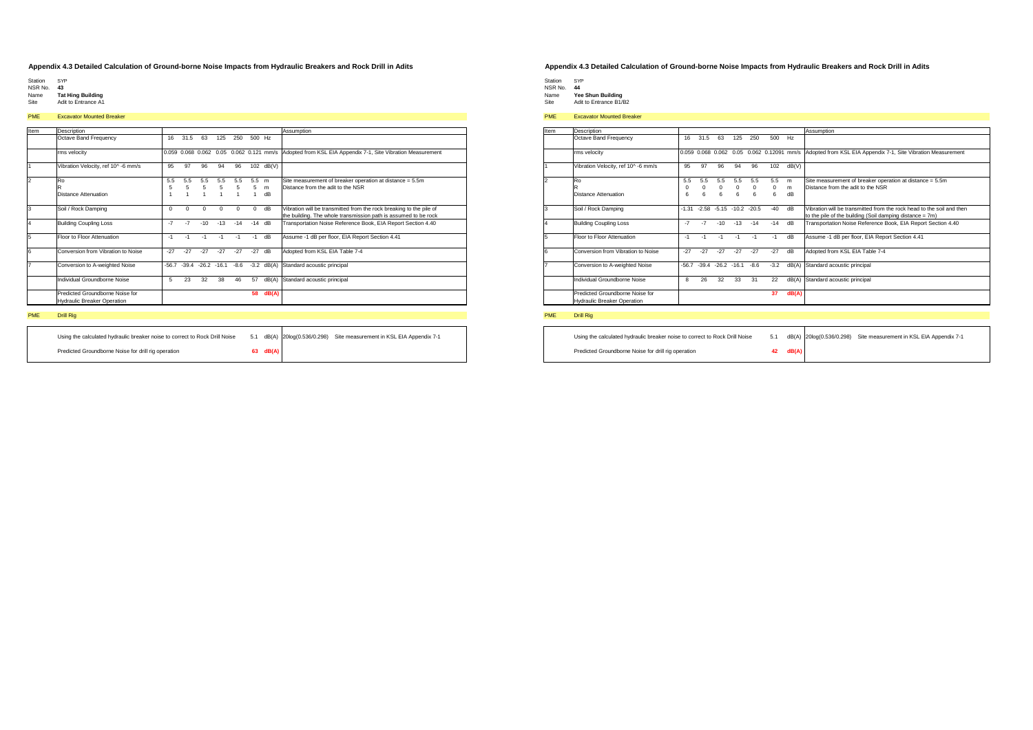## Appendix 4.3 Detailed Calculation of Ground-borne Noise Impacts from Hydraulic Breakers and Rock Drill in Adits

Station SYP
NSR No. **43**
Name **Tat Hing Building**
Site Adit to Entrance A1

PME Excavator Mounted Breaker

| Item | Description | | | | | | | | Assumption |
|---|---|---|---|---|---|---|---|---|---|
| | Octave Band Frequency | 16 | 31.5 | 63 | 125 | 250 | 500 | Hz | |
| | rms velocity | 0.059 | 0.068 | 0.062 | 0.05 | 0.062 | 0.121 | mm/s | Adopted from KSL EIA Appendix 7-1, Site Vibration Measurement |
| 1 | Vibration Velocity, ref 10^ -6 mm/s | 95 | 97 | 96 | 94 | 96 | 102 | dB(V) | |
| 2 | Ro | 5.5 | 5.5 | 5.5 | 5.5 | 5.5 | 5.5 | m | Site measurement of breaker operation at distance = 5.5m |
| | R | 5 | 5 | 5 | 5 | 5 | 5 | m | Distance from the adit to the NSR |
| | Distance Attenuation | 1 | 1 | 1 | 1 | 1 | 1 | dB | |
| 3 | Soil / Rock Damping | 0 | 0 | 0 | 0 | 0 | 0 | dB | Vibration will be transmitted from the rock breaking to the pile of the building. The whole transmission path is assumed to be rock |
| 4 | Building Coupling Loss | -7 | -7 | -10 | -13 | -14 | -14 | dB | Transportation Noise Reference Book, EIA Report Section 4.40 |
| 5 | Floor to Floor Attenuation | -1 | -1 | -1 | -1 | -1 | -1 | dB | Assume -1 dB per floor, EIA Report Section 4.41 |
| 6 | Conversion from Vibration to Noise | -27 | -27 | -27 | -27 | -27 | -27 | dB | Adopted from KSL EIA Table 7-4 |
| 7 | Conversion to A-weighted Noise | -56.7 | -39.4 | -26.2 | -16.1 | -8.6 | -3.2 | dB(A) | Standard acoustic principal |
| | Individual Groundborne Noise | 5 | 23 | 32 | 38 | 46 | 57 | dB(A) | Standard acoustic principal |
| | Predicted Groundborne Noise for Hydraulic Breaker Operation | | | | | | **58** | **dB(A)** | |

PME Drill Rig

| | | | |
|---|---|---|---|
| Using the calculated hydraulic breaker noise to correct to Rock Drill Noise | 5.1 | dB(A) | 20log(0.536/0.298) Site measurement in KSL EIA Appendix 7-1 |
| Predicted Groundborne Noise for drill rig operation | **63** | **dB(A)** | |

## Appendix 4.3 Detailed Calculation of Ground-borne Noise Impacts from Hydraulic Breakers and Rock Drill in Adits

Station SYP
NSR No. **44**
Name **Yee Shun Building**
Site Adit to Entrance B1/B2

PME Excavator Mounted Breaker

| Item | Description | | | | | | | | Assumption |
|---|---|---|---|---|---|---|---|---|---|
| | Octave Band Frequency | 16 | 31.5 | 63 | 125 | 250 | 500 | Hz | |
| | rms velocity | 0.059 | 0.068 | 0.062 | 0.05 | 0.062 | 0.12091 | mm/s | Adopted from KSL EIA Appendix 7-1, Site Vibration Measurement |
| 1 | Vibration Velocity, ref 10^ -6 mm/s | 95 | 97 | 96 | 94 | 96 | 102 | dB(V) | |
| 2 | Ro | 5.5 | 5.5 | 5.5 | 5.5 | 5.5 | 5.5 | m | Site measurement of breaker operation at distance = 5.5m |
| | R | 0 | 0 | 0 | 0 | 0 | 0 | m | Distance from the adit to the NSR |
| | Distance Attenuation | 6 | 6 | 6 | 6 | 6 | 6 | dB | |
| 3 | Soil / Rock Damping | -1.31 | -2.58 | -5.15 | -10.2 | -20.5 | -40 | dB | Vibration will be transmitted from the rock head to the soil and then to the pile of the building (Soil damping distance = 7m) |
| 4 | Building Coupling Loss | -7 | -7 | -10 | -13 | -14 | -14 | dB | Transportation Noise Reference Book, EIA Report Section 4.40 |
| 5 | Floor to Floor Attenuation | -1 | -1 | -1 | -1 | -1 | -1 | dB | Assume -1 dB per floor, EIA Report Section 4.41 |
| 6 | Conversion from Vibration to Noise | -27 | -27 | -27 | -27 | -27 | -27 | dB | Adopted from KSL EIA Table 7-4 |
| 7 | Conversion to A-weighted Noise | -56.7 | -39.4 | -26.2 | -16.1 | -8.6 | -3.2 | dB(A) | Standard acoustic principal |
| | Individual Groundborne Noise | 8 | 26 | 32 | 33 | 31 | 22 | dB(A) | Standard acoustic principal |
| | Predicted Groundborne Noise for Hydraulic Breaker Operation | | | | | | **37** | **dB(A)** | |

PME Drill Rig

| | | | |
|---|---|---|---|
| Using the calculated hydraulic breaker noise to correct to Rock Drill Noise | 5.1 | dB(A) | 20log(0.536/0.298) Site measurement in KSL EIA Appendix 7-1 |
| Predicted Groundborne Noise for drill rig operation | **42** | **dB(A)** | |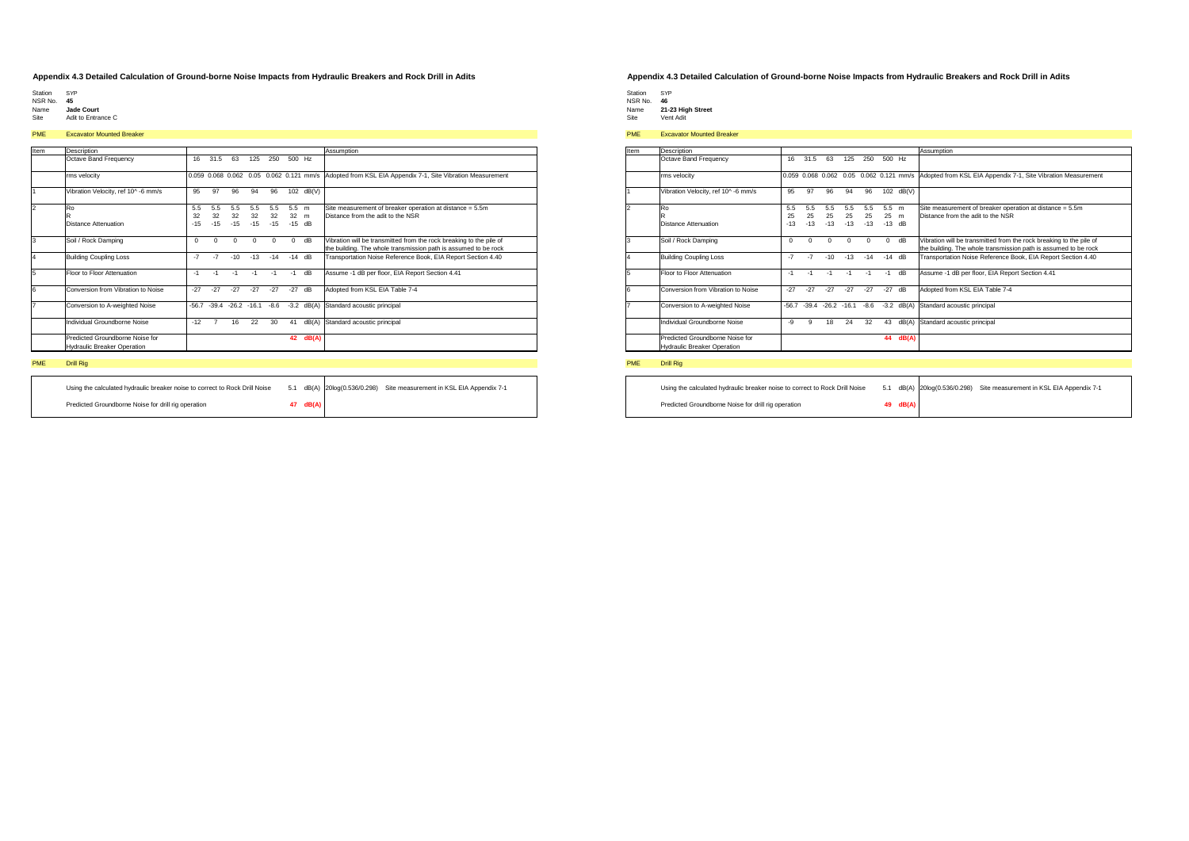## Appendix 4.3 Detailed Calculation of Ground-borne Noise Impacts from Hydraulic Breakers and Rock Drill in Adits

Station SYP
NSR No. **45**
Name **Jade Court**
Site Adit to Entrance C

PME Excavator Mounted Breaker

| Item | Description | | | | | | | | Assumption |
|---|---|---|---|---|---|---|---|---|---|
| | Octave Band Frequency | 16 | 31.5 | 63 | 125 | 250 | 500 | Hz | |
| | rms velocity | 0.059 | 0.068 | 0.062 | 0.05 | 0.062 | 0.121 | mm/s | Adopted from KSL EIA Appendix 7-1, Site Vibration Measurement |
| 1 | Vibration Velocity, ref 10^ -6 mm/s | 95 | 97 | 96 | 94 | 96 | 102 | dB(V) | |
| 2 | Ro | 5.5 | 5.5 | 5.5 | 5.5 | 5.5 | 5.5 | m | Site measurement of breaker operation at distance = 5.5m |
| | R | 32 | 32 | 32 | 32 | 32 | 32 | m | Distance from the adit to the NSR |
| | Distance Attenuation | -15 | -15 | -15 | -15 | -15 | -15 | dB | |
| 3 | Soil / Rock Damping | 0 | 0 | 0 | 0 | 0 | 0 | dB | Vibration will be transmitted from the rock breaking to the pile of the building. The whole transmission path is assumed to be rock |
| 4 | Building Coupling Loss | -7 | -7 | -10 | -13 | -14 | -14 | dB | Transportation Noise Reference Book, EIA Report Section 4.40 |
| 5 | Floor to Floor Attenuation | -1 | -1 | -1 | -1 | -1 | -1 | dB | Assume -1 dB per floor, EIA Report Section 4.41 |
| 6 | Conversion from Vibration to Noise | -27 | -27 | -27 | -27 | -27 | -27 | dB | Adopted from KSL EIA Table 7-4 |
| 7 | Conversion to A-weighted Noise | -56.7 | -39.4 | -26.2 | -16.1 | -8.6 | -3.2 | dB(A) | Standard acoustic principal |
| | Individual Groundborne Noise | -12 | 7 | 16 | 22 | 30 | 41 | dB(A) | Standard acoustic principal |
| | Predicted Groundborne Noise for Hydraulic Breaker Operation | | | | | | **42** | **dB(A)** | |

PME Drill Rig

| | | | |
|---|---|---|---|
| Using the calculated hydraulic breaker noise to correct to Rock Drill Noise | 5.1 | dB(A) | 20log(0.536/0.298) Site measurement in KSL EIA Appendix 7-1 |
| Predicted Groundborne Noise for drill rig operation | **47** | **dB(A)** | |

## Appendix 4.3 Detailed Calculation of Ground-borne Noise Impacts from Hydraulic Breakers and Rock Drill in Adits

Station SYP
NSR No. **46**
Name **21-23 High Street**
Site Vent Adit

PME Excavator Mounted Breaker

| Item | Description | | | | | | | | Assumption |
|---|---|---|---|---|---|---|---|---|---|
| | Octave Band Frequency | 16 | 31.5 | 63 | 125 | 250 | 500 | Hz | |
| | rms velocity | 0.059 | 0.068 | 0.062 | 0.05 | 0.062 | 0.121 | mm/s | Adopted from KSL EIA Appendix 7-1, Site Vibration Measurement |
| 1 | Vibration Velocity, ref 10^ -6 mm/s | 95 | 97 | 96 | 94 | 96 | 102 | dB(V) | |
| 2 | Ro | 5.5 | 5.5 | 5.5 | 5.5 | 5.5 | 5.5 | m | Site measurement of breaker operation at distance = 5.5m |
| | R | 25 | 25 | 25 | 25 | 25 | 25 | m | Distance from the adit to the NSR |
| | Distance Attenuation | -13 | -13 | -13 | -13 | -13 | -13 | dB | |
| 3 | Soil / Rock Damping | 0 | 0 | 0 | 0 | 0 | 0 | dB | Vibration will be transmitted from the rock breaking to the pile of the building. The whole transmission path is assumed to be rock |
| 4 | Building Coupling Loss | -7 | -7 | -10 | -13 | -14 | -14 | dB | Transportation Noise Reference Book, EIA Report Section 4.40 |
| 5 | Floor to Floor Attenuation | -1 | -1 | -1 | -1 | -1 | -1 | dB | Assume -1 dB per floor, EIA Report Section 4.41 |
| 6 | Conversion from Vibration to Noise | -27 | -27 | -27 | -27 | -27 | -27 | dB | Adopted from KSL EIA Table 7-4 |
| 7 | Conversion to A-weighted Noise | -56.7 | -39.4 | -26.2 | -16.1 | -8.6 | -3.2 | dB(A) | Standard acoustic principal |
| | Individual Groundborne Noise | -9 | 9 | 18 | 24 | 32 | 43 | dB(A) | Standard acoustic principal |
| | Predicted Groundborne Noise for Hydraulic Breaker Operation | | | | | | **44** | **dB(A)** | |

PME Drill Rig

| | | | |
|---|---|---|---|
| Using the calculated hydraulic breaker noise to correct to Rock Drill Noise | 5.1 | dB(A) | 20log(0.536/0.298) Site measurement in KSL EIA Appendix 7-1 |
| Predicted Groundborne Noise for drill rig operation | **49** | **dB(A)** | |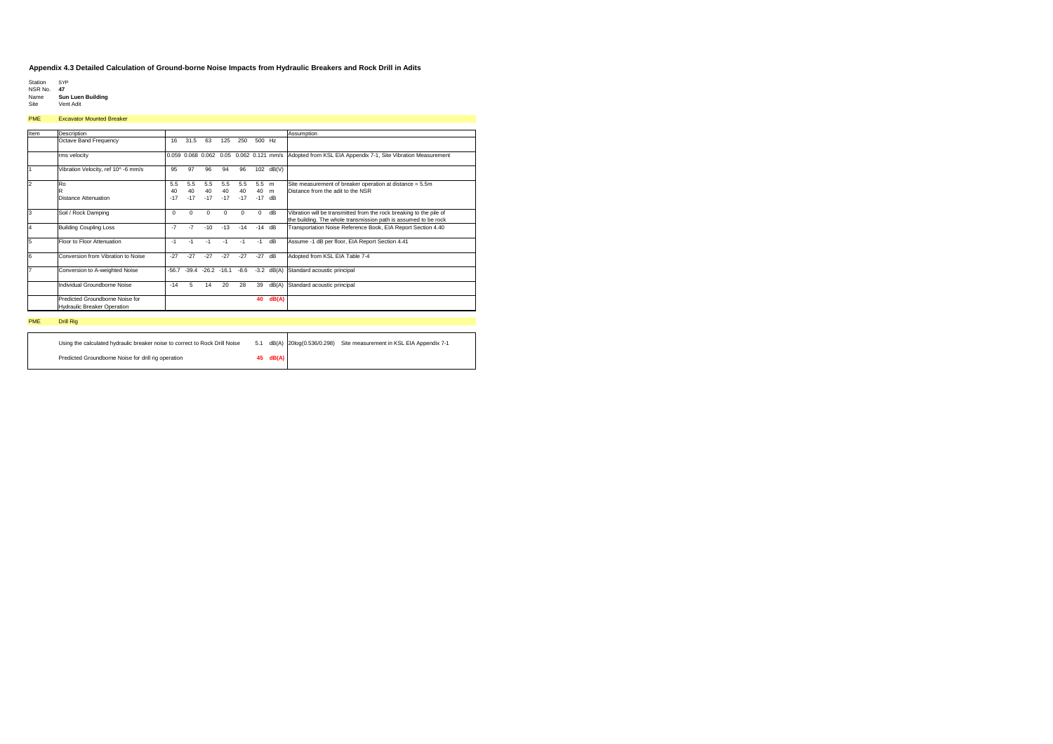## Appendix 4.3 Detailed Calculation of Ground-borne Noise Impacts from Hydraulic Breakers and Rock Drill in Adits

Station SYP
NSR No. **47**
Name **Sun Luen Building**
Site Vent Adit

PME Excavator Mounted Breaker

| Item | Description | | | | | | | | Assumption |
|---|---|---|---|---|---|---|---|---|---|
| | Octave Band Frequency | 16 | 31.5 | 63 | 125 | 250 | 500 | Hz | |
| | rms velocity | 0.059 | 0.068 | 0.062 | 0.05 | 0.062 | 0.121 | mm/s | Adopted from KSL EIA Appendix 7-1, Site Vibration Measurement |
| 1 | Vibration Velocity, ref 10^ -6 mm/s | 95 | 97 | 96 | 94 | 96 | 102 | dB(V) | |
| 2 | Ro | 5.5 | 5.5 | 5.5 | 5.5 | 5.5 | 5.5 | m | Site measurement of breaker operation at distance = 5.5m |
| | R | 40 | 40 | 40 | 40 | 40 | 40 | m | Distance from the adit to the NSR |
| | Distance Attenuation | -17 | -17 | -17 | -17 | -17 | -17 | dB | |
| 3 | Soil / Rock Damping | 0 | 0 | 0 | 0 | 0 | 0 | dB | Vibration will be transmitted from the rock breaking to the pile of the building. The whole transmission path is assumed to be rock |
| 4 | Building Coupling Loss | -7 | -7 | -10 | -13 | -14 | -14 | dB | Transportation Noise Reference Book, EIA Report Section 4.40 |
| 5 | Floor to Floor Attenuation | -1 | -1 | -1 | -1 | -1 | -1 | dB | Assume -1 dB per floor, EIA Report Section 4.41 |
| 6 | Conversion from Vibration to Noise | -27 | -27 | -27 | -27 | -27 | -27 | dB | Adopted from KSL EIA Table 7-4 |
| 7 | Conversion to A-weighted Noise | -56.7 | -39.4 | -26.2 | -16.1 | -8.6 | -3.2 | dB(A) | Standard acoustic principal |
| | Individual Groundborne Noise | -14 | 5 | 14 | 20 | 28 | 39 | dB(A) | Standard acoustic principal |
| | Predicted Groundborne Noise for Hydraulic Breaker Operation | | | | | | **40** | **dB(A)** | |

PME Drill Rig

| | | | |
|---|---|---|---|
| Using the calculated hydraulic breaker noise to correct to Rock Drill Noise | 5.1 | dB(A) | 20log(0.536/0.298) Site measurement in KSL EIA Appendix 7-1 |
| Predicted Groundborne Noise for drill rig operation | **45** | **dB(A)** | |